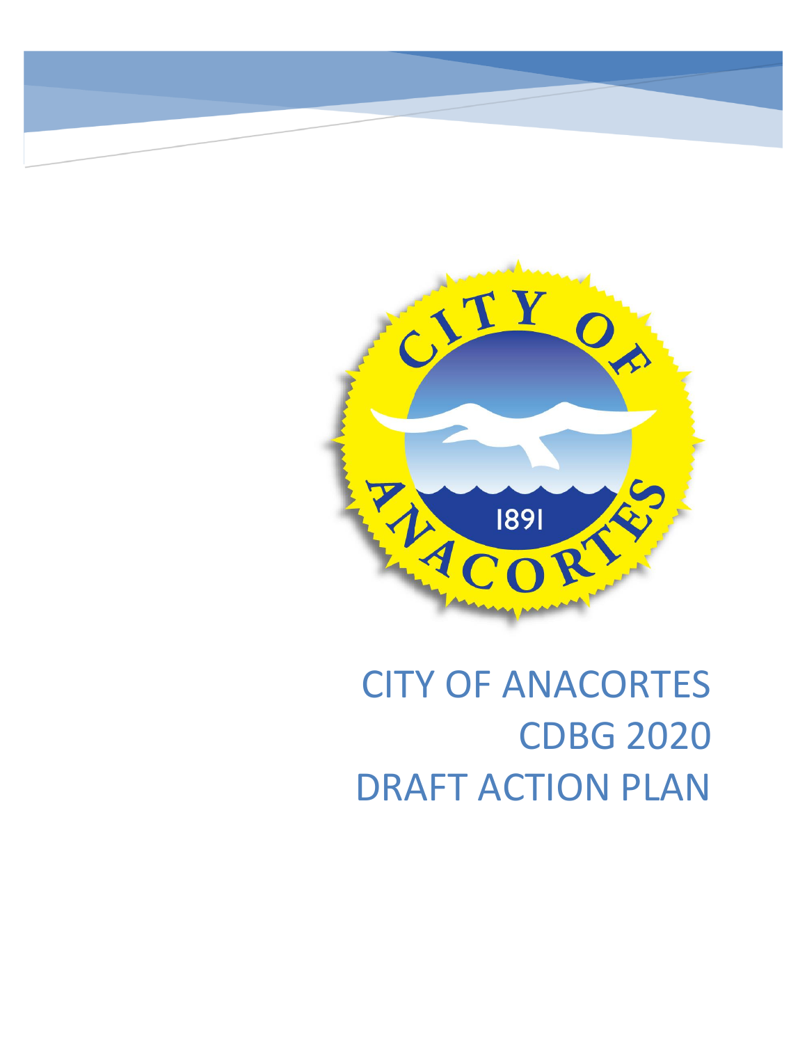# CITY OF ANACORTES
# CDBG 2020
# DRAFT ACTION PLAN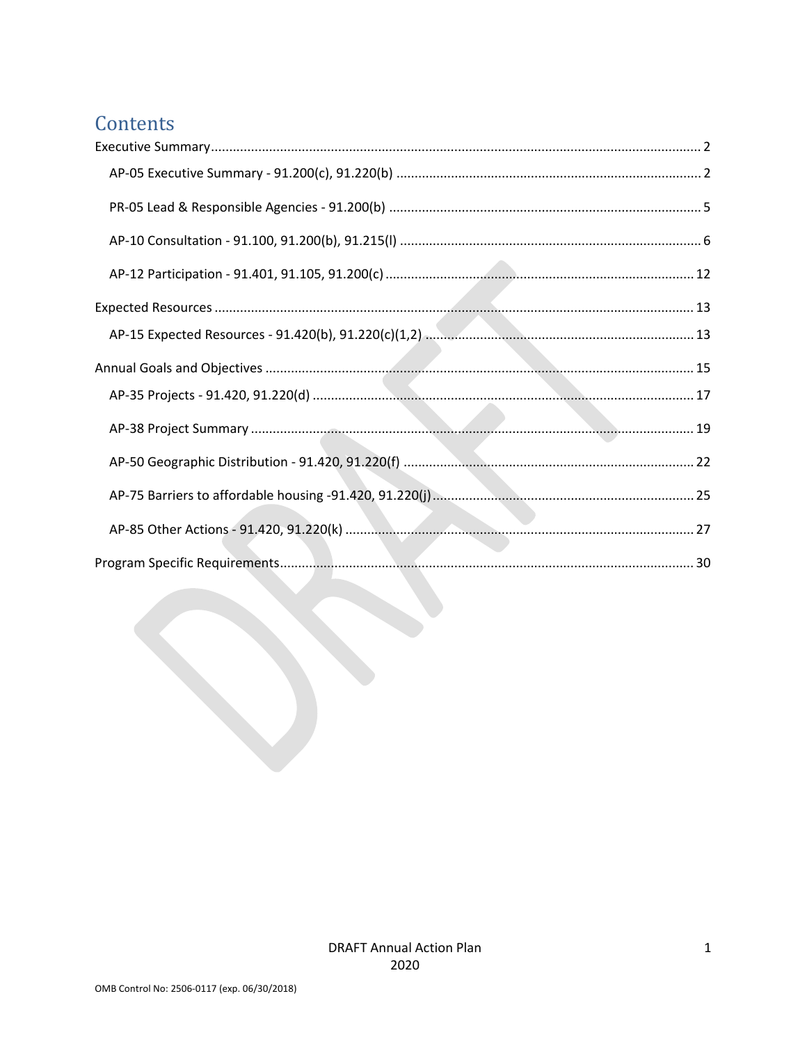# Contents

Executive Summary ........................................................................................................................ 2

AP-05 Executive Summary - 91.200(c), 91.220(b) ........................................................................ 2

PR-05 Lead & Responsible Agencies - 91.200(b) ......................................................................... 5

AP-10 Consultation - 91.100, 91.200(b), 91.215(l) ....................................................................... 6

AP-12 Participation - 91.401, 91.105, 91.200(c) ......................................................................... 12

Expected Resources ..................................................................................................................... 13

AP-15 Expected Resources - 91.420(b), 91.220(c)(1,2) .............................................................. 13

Annual Goals and Objectives ....................................................................................................... 15

AP-35 Projects - 91.420, 91.220(d) ............................................................................................. 17

AP-38 Project Summary ............................................................................................................... 19

AP-50 Geographic Distribution - 91.420, 91.220(f) ..................................................................... 22

AP-75 Barriers to affordable housing -91.420, 91.220(j) ............................................................. 25

AP-85 Other Actions - 91.420, 91.220(k) .................................................................................... 27

Program Specific Requirements .................................................................................................. 30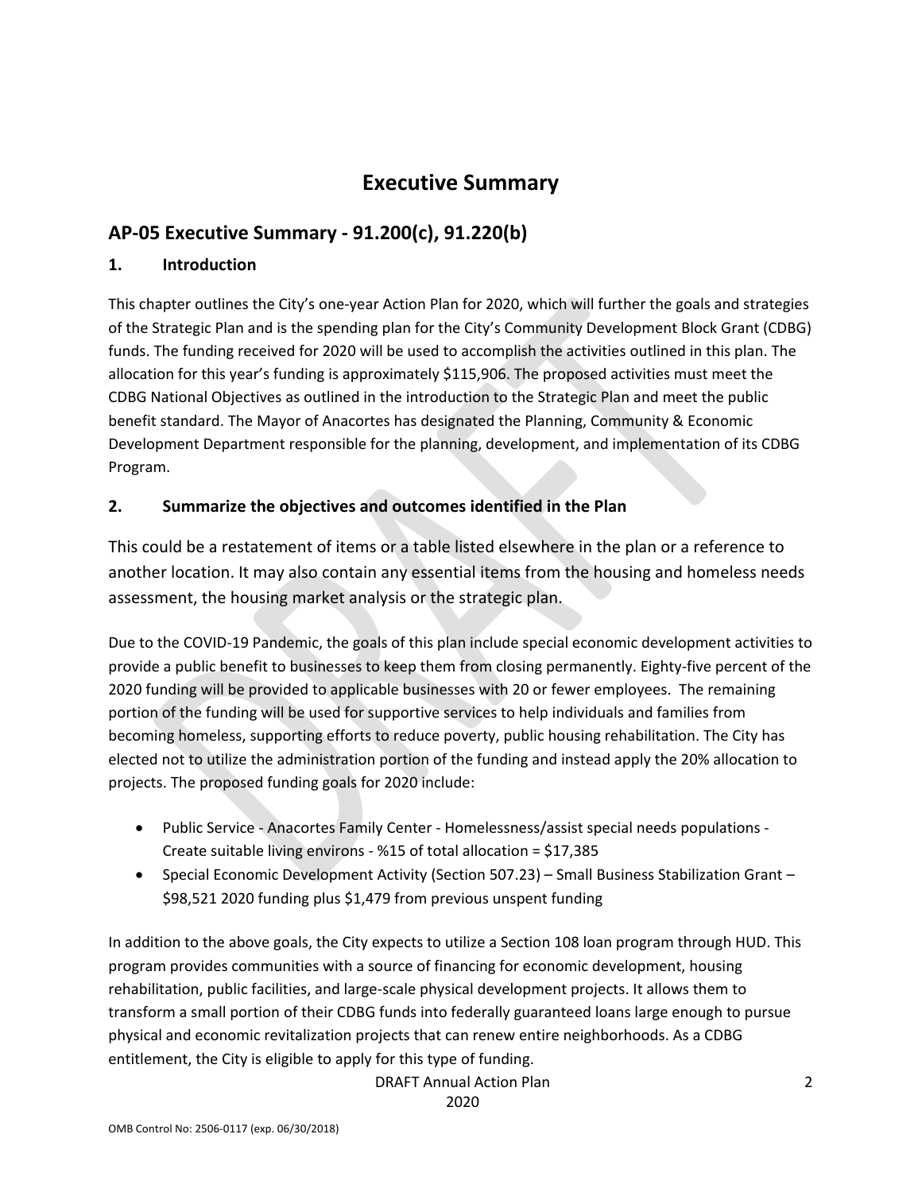# Executive Summary

## AP-05 Executive Summary - 91.200(c), 91.220(b)

### 1. Introduction

This chapter outlines the City's one-year Action Plan for 2020, which will further the goals and strategies of the Strategic Plan and is the spending plan for the City's Community Development Block Grant (CDBG) funds. The funding received for 2020 will be used to accomplish the activities outlined in this plan. The allocation for this year's funding is approximately $115,906. The proposed activities must meet the CDBG National Objectives as outlined in the introduction to the Strategic Plan and meet the public benefit standard. The Mayor of Anacortes has designated the Planning, Community & Economic Development Department responsible for the planning, development, and implementation of its CDBG Program.

### 2. Summarize the objectives and outcomes identified in the Plan

This could be a restatement of items or a table listed elsewhere in the plan or a reference to another location. It may also contain any essential items from the housing and homeless needs assessment, the housing market analysis or the strategic plan.

Due to the COVID-19 Pandemic, the goals of this plan include special economic development activities to provide a public benefit to businesses to keep them from closing permanently. Eighty-five percent of the 2020 funding will be provided to applicable businesses with 20 or fewer employees. The remaining portion of the funding will be used for supportive services to help individuals and families from becoming homeless, supporting efforts to reduce poverty, public housing rehabilitation. The City has elected not to utilize the administration portion of the funding and instead apply the 20% allocation to projects. The proposed funding goals for 2020 include:

- Public Service - Anacortes Family Center - Homelessness/assist special needs populations - Create suitable living environs - %15 of total allocation = $17,385
- Special Economic Development Activity (Section 507.23) – Small Business Stabilization Grant – $98,521 2020 funding plus $1,479 from previous unspent funding

In addition to the above goals, the City expects to utilize a Section 108 loan program through HUD. This program provides communities with a source of financing for economic development, housing rehabilitation, public facilities, and large-scale physical development projects. It allows them to transform a small portion of their CDBG funds into federally guaranteed loans large enough to pursue physical and economic revitalization projects that can renew entire neighborhoods. As a CDBG entitlement, the City is eligible to apply for this type of funding.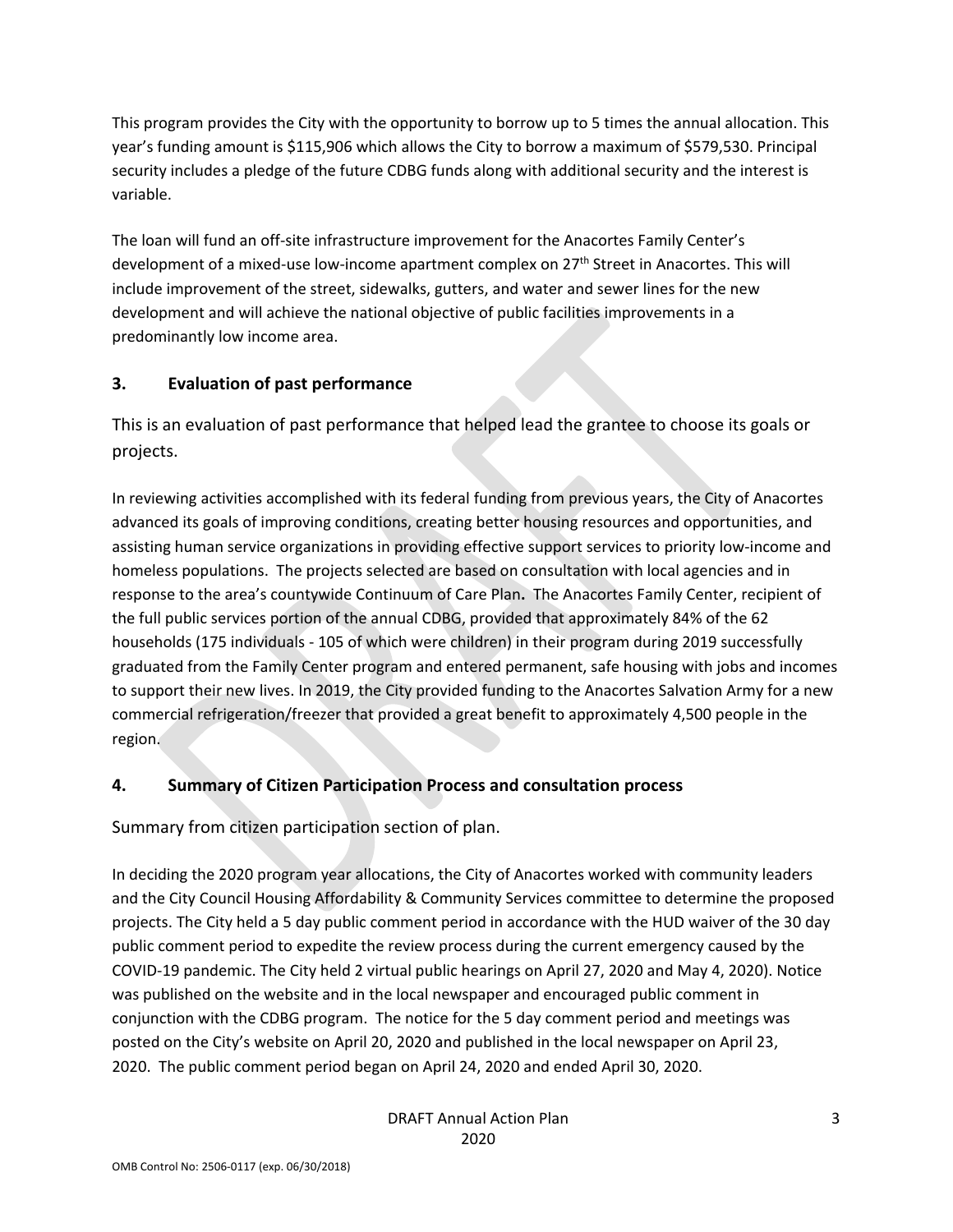This program provides the City with the opportunity to borrow up to 5 times the annual allocation. This year's funding amount is $115,906 which allows the City to borrow a maximum of $579,530. Principal security includes a pledge of the future CDBG funds along with additional security and the interest is variable.

The loan will fund an off-site infrastructure improvement for the Anacortes Family Center's development of a mixed-use low-income apartment complex on 27th Street in Anacortes. This will include improvement of the street, sidewalks, gutters, and water and sewer lines for the new development and will achieve the national objective of public facilities improvements in a predominantly low income area.

## 3. Evaluation of past performance

This is an evaluation of past performance that helped lead the grantee to choose its goals or projects.

In reviewing activities accomplished with its federal funding from previous years, the City of Anacortes advanced its goals of improving conditions, creating better housing resources and opportunities, and assisting human service organizations in providing effective support services to priority low-income and homeless populations. The projects selected are based on consultation with local agencies and in response to the area's countywide Continuum of Care Plan**.** The Anacortes Family Center, recipient of the full public services portion of the annual CDBG, provided that approximately 84% of the 62 households (175 individuals - 105 of which were children) in their program during 2019 successfully graduated from the Family Center program and entered permanent, safe housing with jobs and incomes to support their new lives. In 2019, the City provided funding to the Anacortes Salvation Army for a new commercial refrigeration/freezer that provided a great benefit to approximately 4,500 people in the region.

## 4. Summary of Citizen Participation Process and consultation process

Summary from citizen participation section of plan.

In deciding the 2020 program year allocations, the City of Anacortes worked with community leaders and the City Council Housing Affordability & Community Services committee to determine the proposed projects. The City held a 5 day public comment period in accordance with the HUD waiver of the 30 day public comment period to expedite the review process during the current emergency caused by the COVID-19 pandemic. The City held 2 virtual public hearings on April 27, 2020 and May 4, 2020). Notice was published on the website and in the local newspaper and encouraged public comment in conjunction with the CDBG program. The notice for the 5 day comment period and meetings was posted on the City's website on April 20, 2020 and published in the local newspaper on April 23, 2020. The public comment period began on April 24, 2020 and ended April 30, 2020.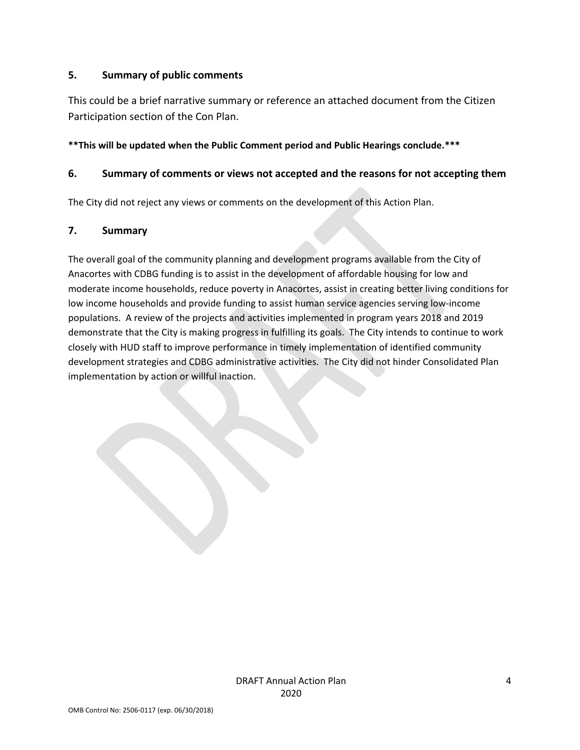## 5. Summary of public comments

This could be a brief narrative summary or reference an attached document from the Citizen Participation section of the Con Plan.

**\*\*This will be updated when the Public Comment period and Public Hearings conclude.\*\*\***

## 6. Summary of comments or views not accepted and the reasons for not accepting them

The City did not reject any views or comments on the development of this Action Plan.

## 7. Summary

The overall goal of the community planning and development programs available from the City of Anacortes with CDBG funding is to assist in the development of affordable housing for low and moderate income households, reduce poverty in Anacortes, assist in creating better living conditions for low income households and provide funding to assist human service agencies serving low-income populations. A review of the projects and activities implemented in program years 2018 and 2019 demonstrate that the City is making progress in fulfilling its goals. The City intends to continue to work closely with HUD staff to improve performance in timely implementation of identified community development strategies and CDBG administrative activities. The City did not hinder Consolidated Plan implementation by action or willful inaction.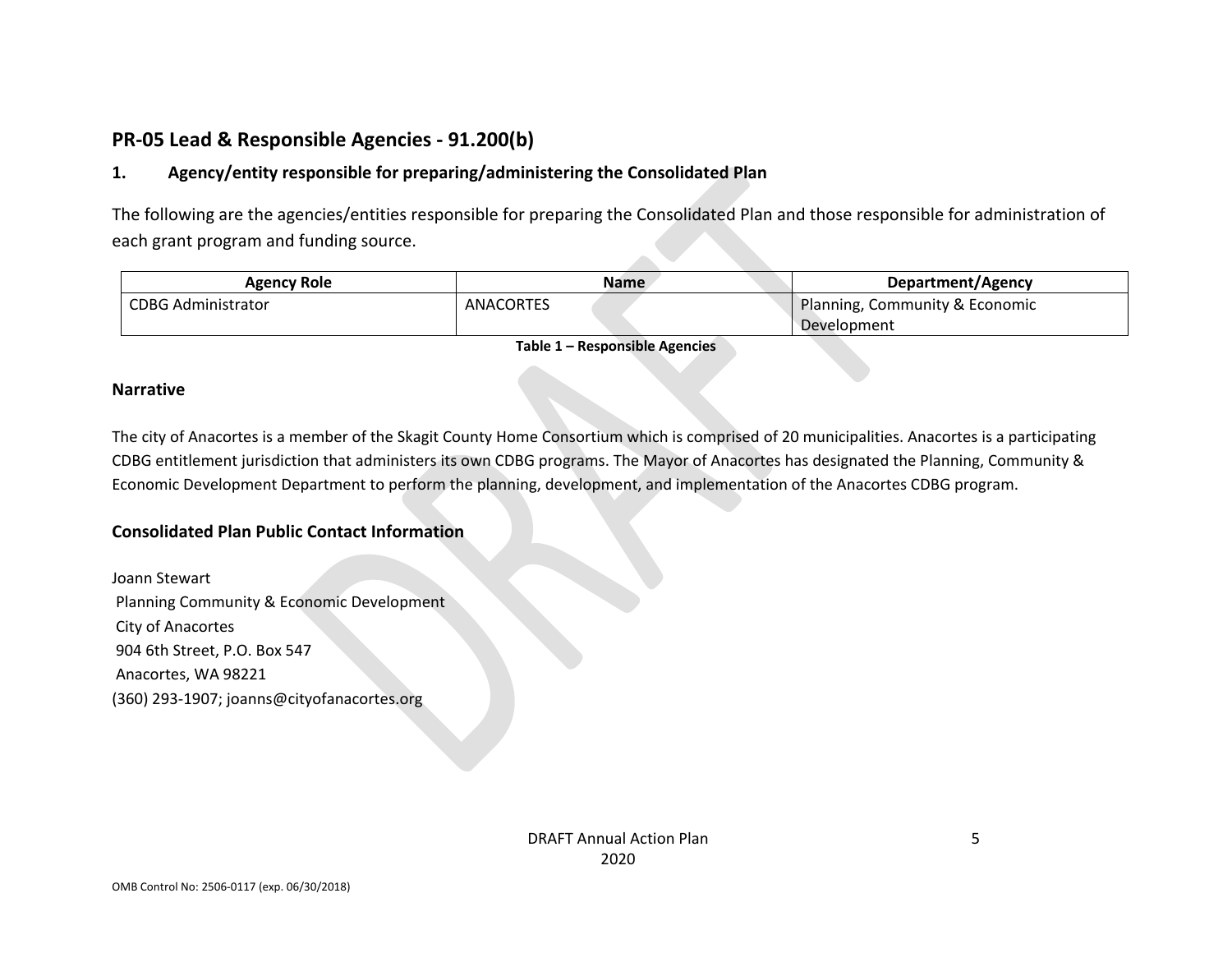## PR-05 Lead & Responsible Agencies - 91.200(b)

### 1. Agency/entity responsible for preparing/administering the Consolidated Plan

The following are the agencies/entities responsible for preparing the Consolidated Plan and those responsible for administration of each grant program and funding source.

| Agency Role | Name | Department/Agency |
| --- | --- | --- |
| CDBG Administrator | ANACORTES | Planning, Community & Economic Development |

**Table 1 – Responsible Agencies**

### Narrative

The city of Anacortes is a member of the Skagit County Home Consortium which is comprised of 20 municipalities. Anacortes is a participating CDBG entitlement jurisdiction that administers its own CDBG programs. The Mayor of Anacortes has designated the Planning, Community & Economic Development Department to perform the planning, development, and implementation of the Anacortes CDBG program.

### Consolidated Plan Public Contact Information

Joann Stewart
Planning Community & Economic Development
City of Anacortes
904 6th Street, P.O. Box 547
Anacortes, WA 98221
(360) 293-1907; joanns@cityofanacortes.org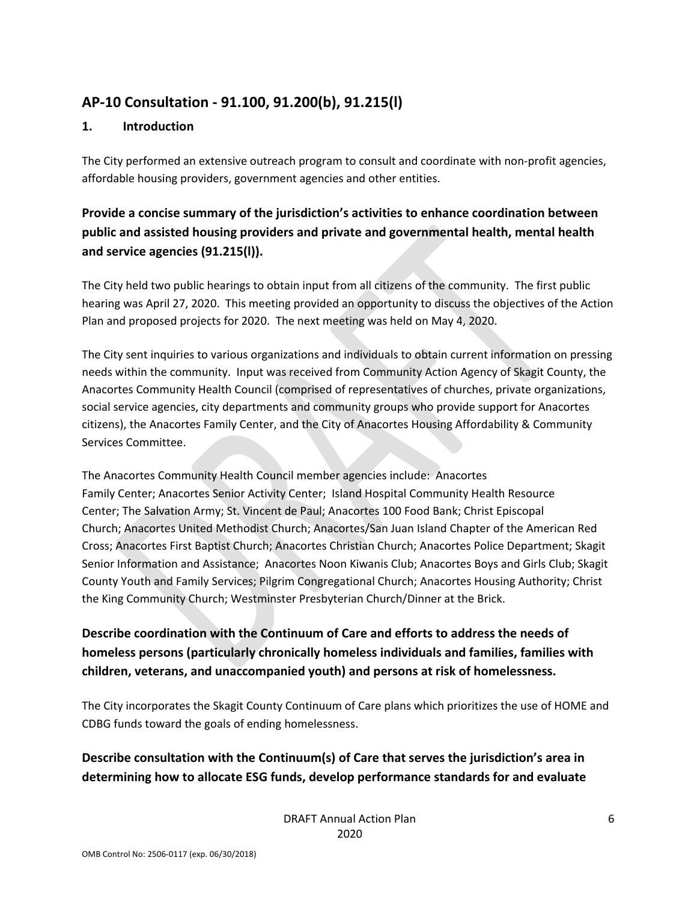## AP-10 Consultation - 91.100, 91.200(b), 91.215(l)

### 1. Introduction

The City performed an extensive outreach program to consult and coordinate with non-profit agencies, affordable housing providers, government agencies and other entities.

### Provide a concise summary of the jurisdiction's activities to enhance coordination between public and assisted housing providers and private and governmental health, mental health and service agencies (91.215(l)).

The City held two public hearings to obtain input from all citizens of the community. The first public hearing was April 27, 2020. This meeting provided an opportunity to discuss the objectives of the Action Plan and proposed projects for 2020. The next meeting was held on May 4, 2020.

The City sent inquiries to various organizations and individuals to obtain current information on pressing needs within the community. Input was received from Community Action Agency of Skagit County, the Anacortes Community Health Council (comprised of representatives of churches, private organizations, social service agencies, city departments and community groups who provide support for Anacortes citizens), the Anacortes Family Center, and the City of Anacortes Housing Affordability & Community Services Committee.

The Anacortes Community Health Council member agencies include: Anacortes Family Center; Anacortes Senior Activity Center; Island Hospital Community Health Resource Center; The Salvation Army; St. Vincent de Paul; Anacortes 100 Food Bank; Christ Episcopal Church; Anacortes United Methodist Church; Anacortes/San Juan Island Chapter of the American Red Cross; Anacortes First Baptist Church; Anacortes Christian Church; Anacortes Police Department; Skagit Senior Information and Assistance; Anacortes Noon Kiwanis Club; Anacortes Boys and Girls Club; Skagit County Youth and Family Services; Pilgrim Congregational Church; Anacortes Housing Authority; Christ the King Community Church; Westminster Presbyterian Church/Dinner at the Brick.

### Describe coordination with the Continuum of Care and efforts to address the needs of homeless persons (particularly chronically homeless individuals and families, families with children, veterans, and unaccompanied youth) and persons at risk of homelessness.

The City incorporates the Skagit County Continuum of Care plans which prioritizes the use of HOME and CDBG funds toward the goals of ending homelessness.

### Describe consultation with the Continuum(s) of Care that serves the jurisdiction's area in determining how to allocate ESG funds, develop performance standards for and evaluate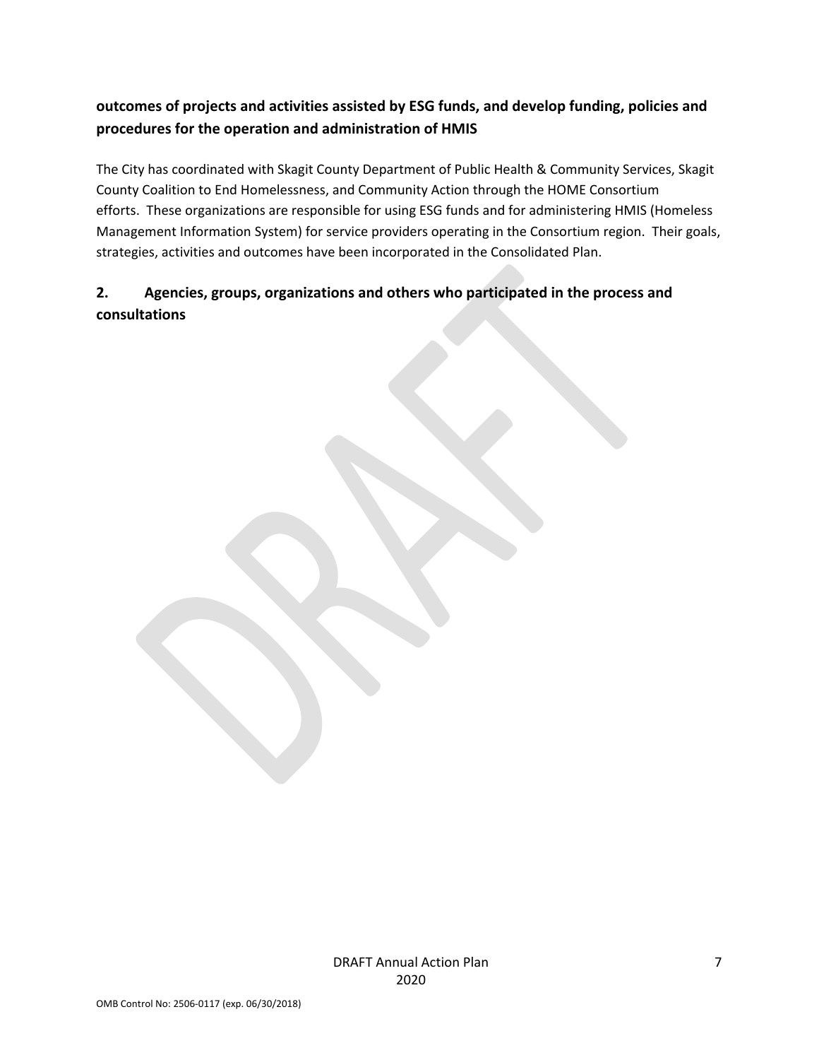**outcomes of projects and activities assisted by ESG funds, and develop funding, policies and procedures for the operation and administration of HMIS**

The City has coordinated with Skagit County Department of Public Health & Community Services, Skagit County Coalition to End Homelessness, and Community Action through the HOME Consortium efforts. These organizations are responsible for using ESG funds and for administering HMIS (Homeless Management Information System) for service providers operating in the Consortium region. Their goals, strategies, activities and outcomes have been incorporated in the Consolidated Plan.

## 2. Agencies, groups, organizations and others who participated in the process and consultations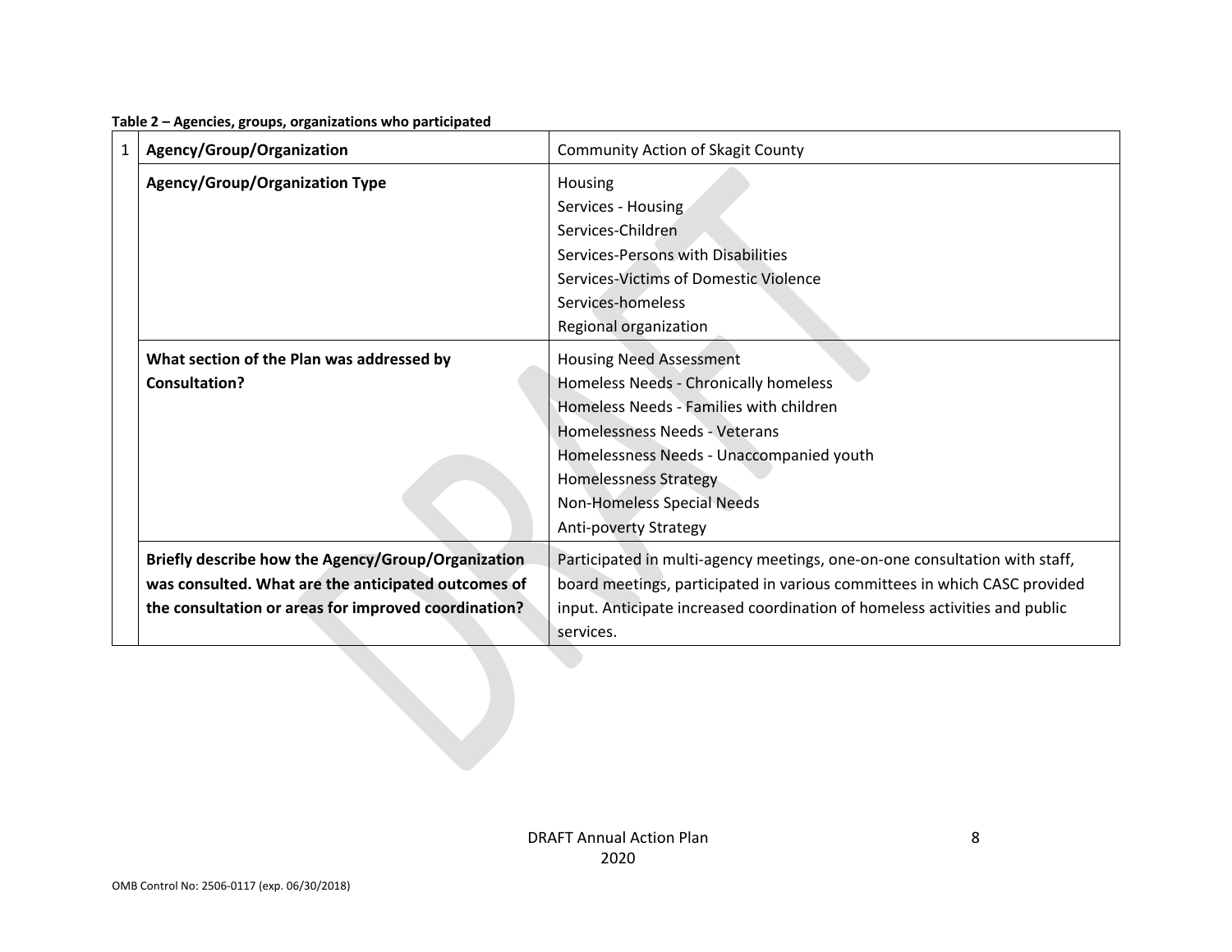**Table 2 – Agencies, groups, organizations who participated**

| 1 | Agency/Group/Organization | Community Action of Skagit County |
|---|---|---|
| | **Agency/Group/Organization Type** | Housing<br>Services - Housing<br>Services-Children<br>Services-Persons with Disabilities<br>Services-Victims of Domestic Violence<br>Services-homeless<br>Regional organization |
| | **What section of the Plan was addressed by Consultation?** | Housing Need Assessment<br>Homeless Needs - Chronically homeless<br>Homeless Needs - Families with children<br>Homelessness Needs - Veterans<br>Homelessness Needs - Unaccompanied youth<br>Homelessness Strategy<br>Non-Homeless Special Needs<br>Anti-poverty Strategy |
| | **Briefly describe how the Agency/Group/Organization was consulted. What are the anticipated outcomes of the consultation or areas for improved coordination?** | Participated in multi-agency meetings, one-on-one consultation with staff, board meetings, participated in various committees in which CASC provided input. Anticipate increased coordination of homeless activities and public services. |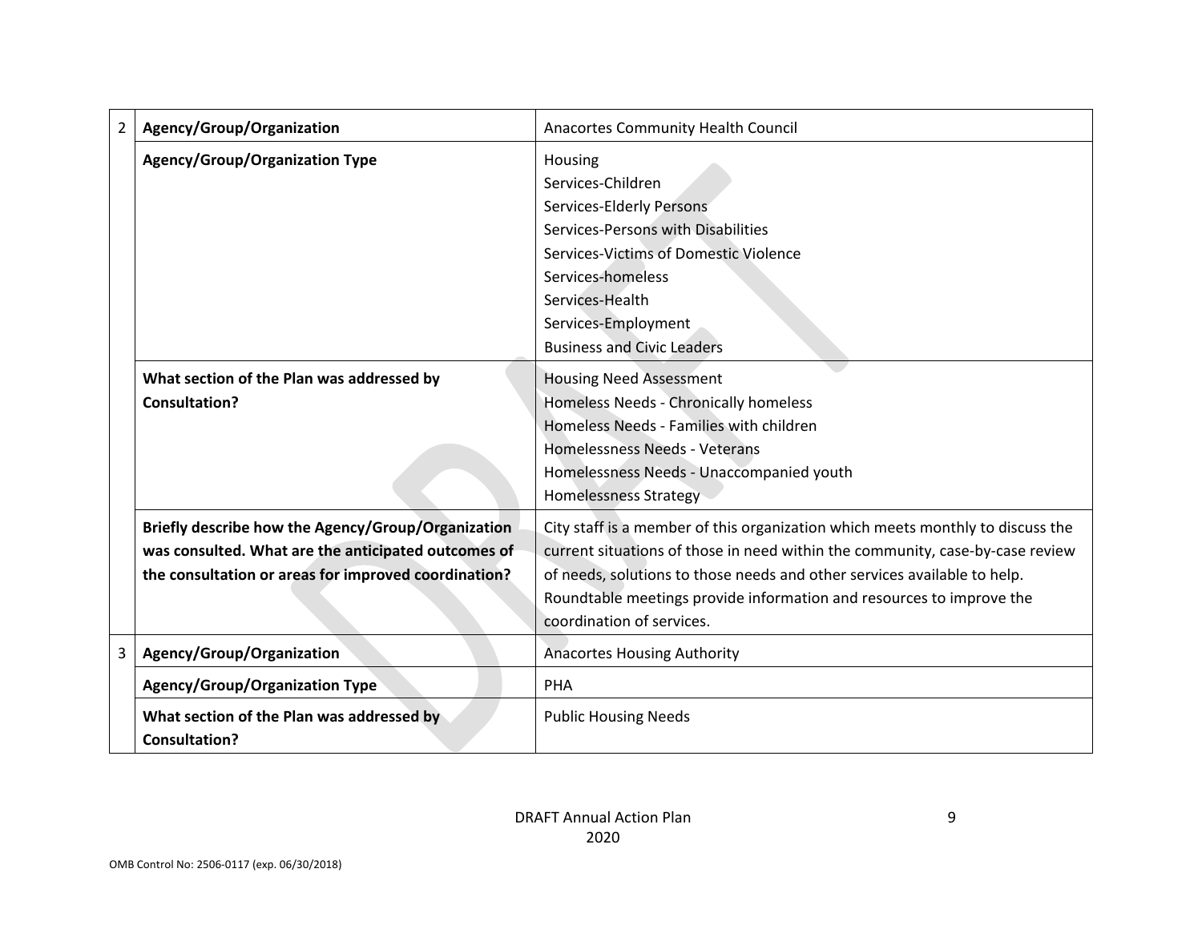| | | |
|---|---|---|
| 2 | **Agency/Group/Organization** | Anacortes Community Health Council |
| | **Agency/Group/Organization Type** | Housing<br>Services-Children<br>Services-Elderly Persons<br>Services-Persons with Disabilities<br>Services-Victims of Domestic Violence<br>Services-homeless<br>Services-Health<br>Services-Employment<br>Business and Civic Leaders |
| | **What section of the Plan was addressed by Consultation?** | Housing Need Assessment<br>Homeless Needs - Chronically homeless<br>Homeless Needs - Families with children<br>Homelessness Needs - Veterans<br>Homelessness Needs - Unaccompanied youth<br>Homelessness Strategy |
| | **Briefly describe how the Agency/Group/Organization was consulted. What are the anticipated outcomes of the consultation or areas for improved coordination?** | City staff is a member of this organization which meets monthly to discuss the current situations of those in need within the community, case-by-case review of needs, solutions to those needs and other services available to help. Roundtable meetings provide information and resources to improve the coordination of services. |
| 3 | **Agency/Group/Organization** | Anacortes Housing Authority |
| | **Agency/Group/Organization Type** | PHA |
| | **What section of the Plan was addressed by Consultation?** | Public Housing Needs |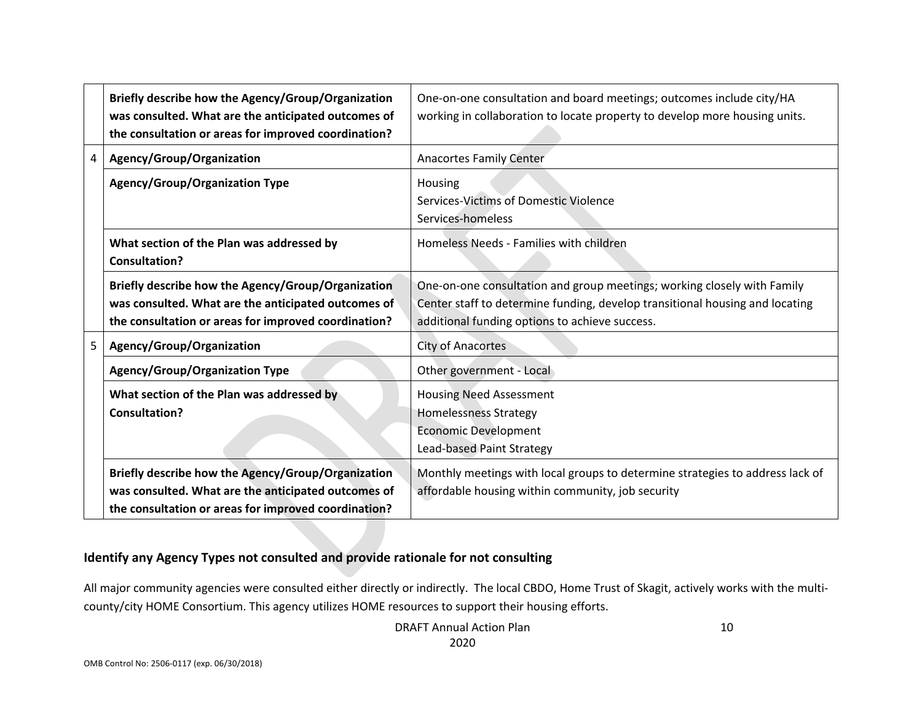| | | |
|---|---|---|
| | **Briefly describe how the Agency/Group/Organization was consulted. What are the anticipated outcomes of the consultation or areas for improved coordination?** | One-on-one consultation and board meetings; outcomes include city/HA working in collaboration to locate property to develop more housing units. |
| 4 | **Agency/Group/Organization** | Anacortes Family Center |
| | **Agency/Group/Organization Type** | Housing<br>Services-Victims of Domestic Violence<br>Services-homeless |
| | **What section of the Plan was addressed by Consultation?** | Homeless Needs - Families with children |
| | **Briefly describe how the Agency/Group/Organization was consulted. What are the anticipated outcomes of the consultation or areas for improved coordination?** | One-on-one consultation and group meetings; working closely with Family Center staff to determine funding, develop transitional housing and locating additional funding options to achieve success. |
| 5 | **Agency/Group/Organization** | City of Anacortes |
| | **Agency/Group/Organization Type** | Other government - Local |
| | **What section of the Plan was addressed by Consultation?** | Housing Need Assessment<br>Homelessness Strategy<br>Economic Development<br>Lead-based Paint Strategy |
| | **Briefly describe how the Agency/Group/Organization was consulted. What are the anticipated outcomes of the consultation or areas for improved coordination?** | Monthly meetings with local groups to determine strategies to address lack of affordable housing within community, job security |

### Identify any Agency Types not consulted and provide rationale for not consulting

All major community agencies were consulted either directly or indirectly. The local CBDO, Home Trust of Skagit, actively works with the multi-county/city HOME Consortium. This agency utilizes HOME resources to support their housing efforts.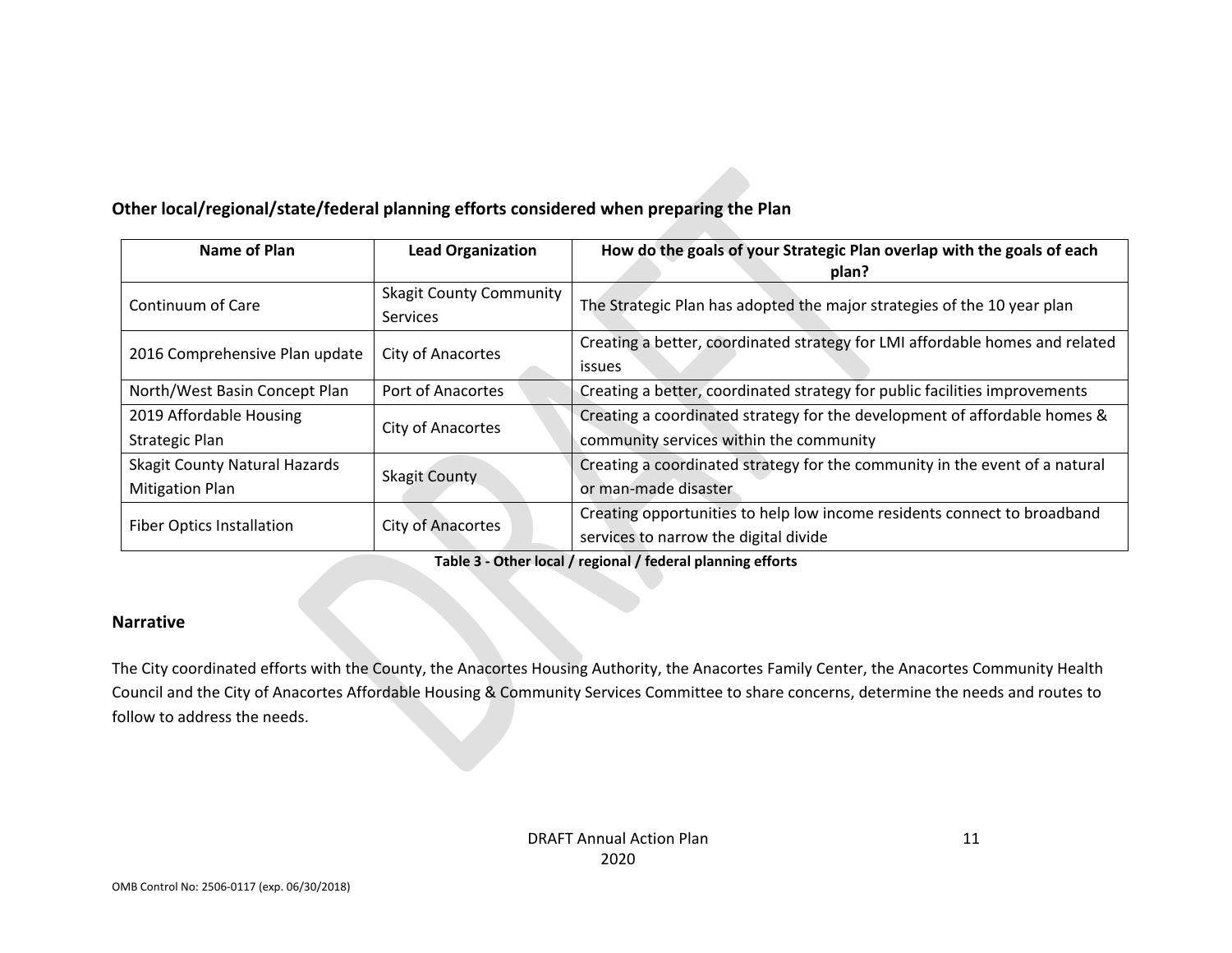### Other local/regional/state/federal planning efforts considered when preparing the Plan

| Name of Plan | Lead Organization | How do the goals of your Strategic Plan overlap with the goals of each plan? |
| --- | --- | --- |
| Continuum of Care | Skagit County Community Services | The Strategic Plan has adopted the major strategies of the 10 year plan |
| 2016 Comprehensive Plan update | City of Anacortes | Creating a better, coordinated strategy for LMI affordable homes and related issues |
| North/West Basin Concept Plan | Port of Anacortes | Creating a better, coordinated strategy for public facilities improvements |
| 2019 Affordable Housing Strategic Plan | City of Anacortes | Creating a coordinated strategy for the development of affordable homes & community services within the community |
| Skagit County Natural Hazards Mitigation Plan | Skagit County | Creating a coordinated strategy for the community in the event of a natural or man-made disaster |
| Fiber Optics Installation | City of Anacortes | Creating opportunities to help low income residents connect to broadband services to narrow the digital divide |

**Table 3 - Other local / regional / federal planning efforts**

### Narrative

The City coordinated efforts with the County, the Anacortes Housing Authority, the Anacortes Family Center, the Anacortes Community Health Council and the City of Anacortes Affordable Housing & Community Services Committee to share concerns, determine the needs and routes to follow to address the needs.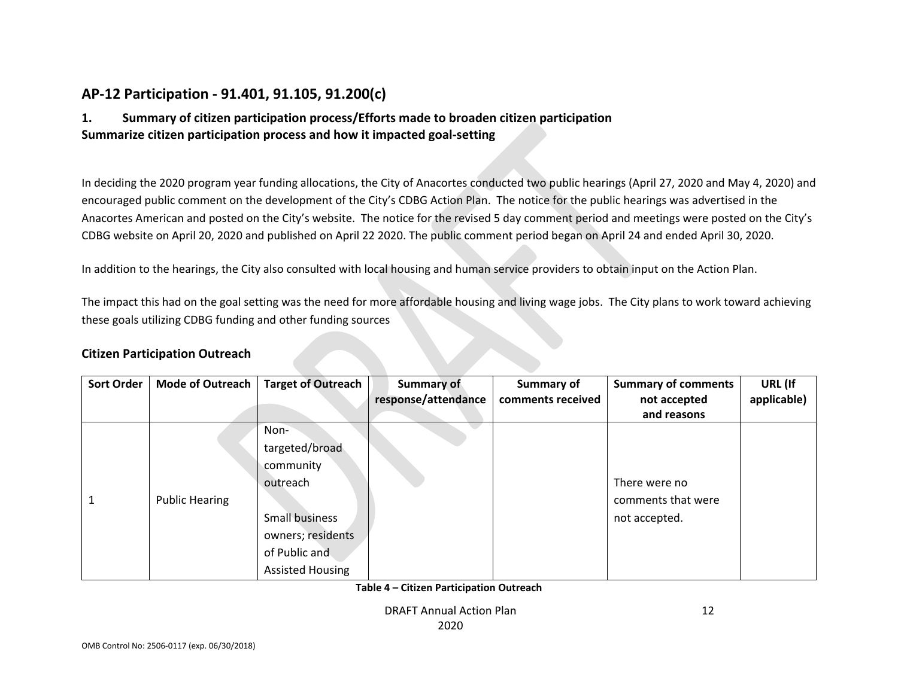## AP-12 Participation - 91.401, 91.105, 91.200(c)

### 1. Summary of citizen participation process/Efforts made to broaden citizen participation

**Summarize citizen participation process and how it impacted goal-setting**

In deciding the 2020 program year funding allocations, the City of Anacortes conducted two public hearings (April 27, 2020 and May 4, 2020) and encouraged public comment on the development of the City's CDBG Action Plan. The notice for the public hearings was advertised in the Anacortes American and posted on the City's website. The notice for the revised 5 day comment period and meetings were posted on the City's CDBG website on April 20, 2020 and published on April 22 2020. The public comment period began on April 24 and ended April 30, 2020.

In addition to the hearings, the City also consulted with local housing and human service providers to obtain input on the Action Plan.

The impact this had on the goal setting was the need for more affordable housing and living wage jobs. The City plans to work toward achieving these goals utilizing CDBG funding and other funding sources

### Citizen Participation Outreach

| Sort Order | Mode of Outreach | Target of Outreach | Summary of response/attendance | Summary of comments received | Summary of comments not accepted and reasons | URL (If applicable) |
|---|---|---|---|---|---|---|
| 1 | Public Hearing | Non-targeted/broad community outreach<br><br>Small business owners; residents of Public and Assisted Housing | | | There were no comments that were not accepted. | |

**Table 4 – Citizen Participation Outreach**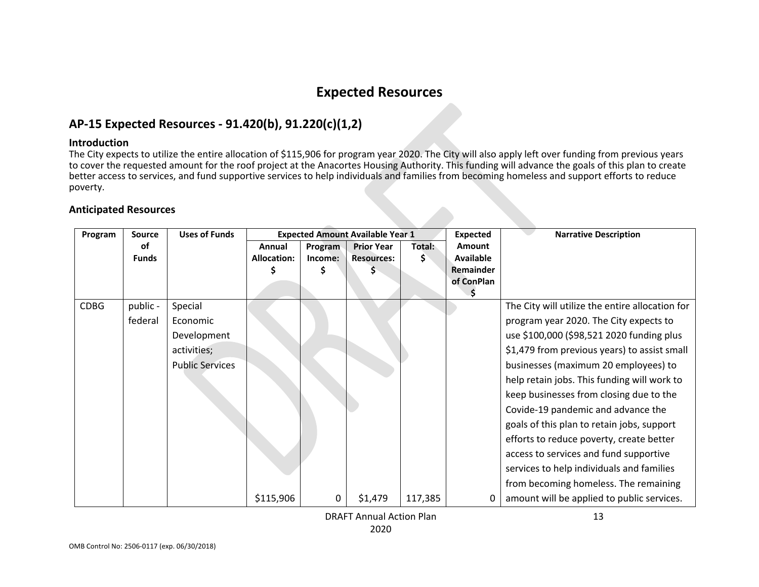# Expected Resources

## AP-15 Expected Resources - 91.420(b), 91.220(c)(1,2)

### Introduction

The City expects to utilize the entire allocation of $115,906 for program year 2020. The City will also apply left over funding from previous years to cover the requested amount for the roof project at the Anacortes Housing Authority. This funding will advance the goals of this plan to create better access to services, and fund supportive services to help individuals and families from becoming homeless and support efforts to reduce poverty.

### Anticipated Resources

| Program | Source of Funds | Uses of Funds | Expected Amount Available Year 1 | | | | Expected Amount Available Remainder of ConPlan $ | Narrative Description |
|---|---|---|---|---|---|---|---|---|
| | | | Annual Allocation: $ | Program Income: $ | Prior Year Resources: $ | Total: $ | | |
| CDBG | public - federal | Special Economic Development activities; Public Services | $115,906 | 0 | $1,479 | 117,385 | 0 | The City will utilize the entire allocation for program year 2020. The City expects to use $100,000 ($98,521 2020 funding plus $1,479 from previous years) to assist small businesses (maximum 20 employees) to help retain jobs. This funding will work to keep businesses from closing due to the Covide-19 pandemic and advance the goals of this plan to retain jobs, support efforts to reduce poverty, create better access to services and fund supportive services to help individuals and families from becoming homeless. The remaining amount will be applied to public services. |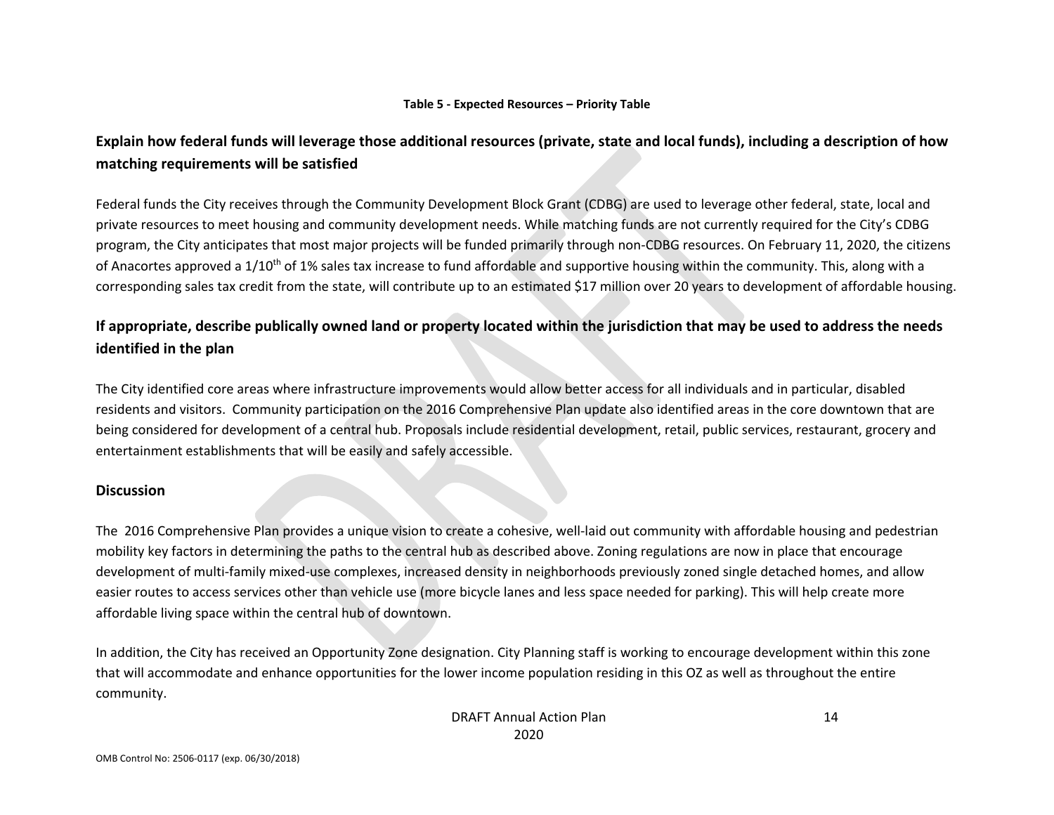**Table 5 - Expected Resources – Priority Table**

## Explain how federal funds will leverage those additional resources (private, state and local funds), including a description of how matching requirements will be satisfied

Federal funds the City receives through the Community Development Block Grant (CDBG) are used to leverage other federal, state, local and private resources to meet housing and community development needs. While matching funds are not currently required for the City's CDBG program, the City anticipates that most major projects will be funded primarily through non-CDBG resources. On February 11, 2020, the citizens of Anacortes approved a 1/10th of 1% sales tax increase to fund affordable and supportive housing within the community. This, along with a corresponding sales tax credit from the state, will contribute up to an estimated $17 million over 20 years to development of affordable housing.

## If appropriate, describe publically owned land or property located within the jurisdiction that may be used to address the needs identified in the plan

The City identified core areas where infrastructure improvements would allow better access for all individuals and in particular, disabled residents and visitors. Community participation on the 2016 Comprehensive Plan update also identified areas in the core downtown that are being considered for development of a central hub. Proposals include residential development, retail, public services, restaurant, grocery and entertainment establishments that will be easily and safely accessible.

### Discussion

The 2016 Comprehensive Plan provides a unique vision to create a cohesive, well-laid out community with affordable housing and pedestrian mobility key factors in determining the paths to the central hub as described above. Zoning regulations are now in place that encourage development of multi-family mixed-use complexes, increased density in neighborhoods previously zoned single detached homes, and allow easier routes to access services other than vehicle use (more bicycle lanes and less space needed for parking). This will help create more affordable living space within the central hub of downtown.

In addition, the City has received an Opportunity Zone designation. City Planning staff is working to encourage development within this zone that will accommodate and enhance opportunities for the lower income population residing in this OZ as well as throughout the entire community.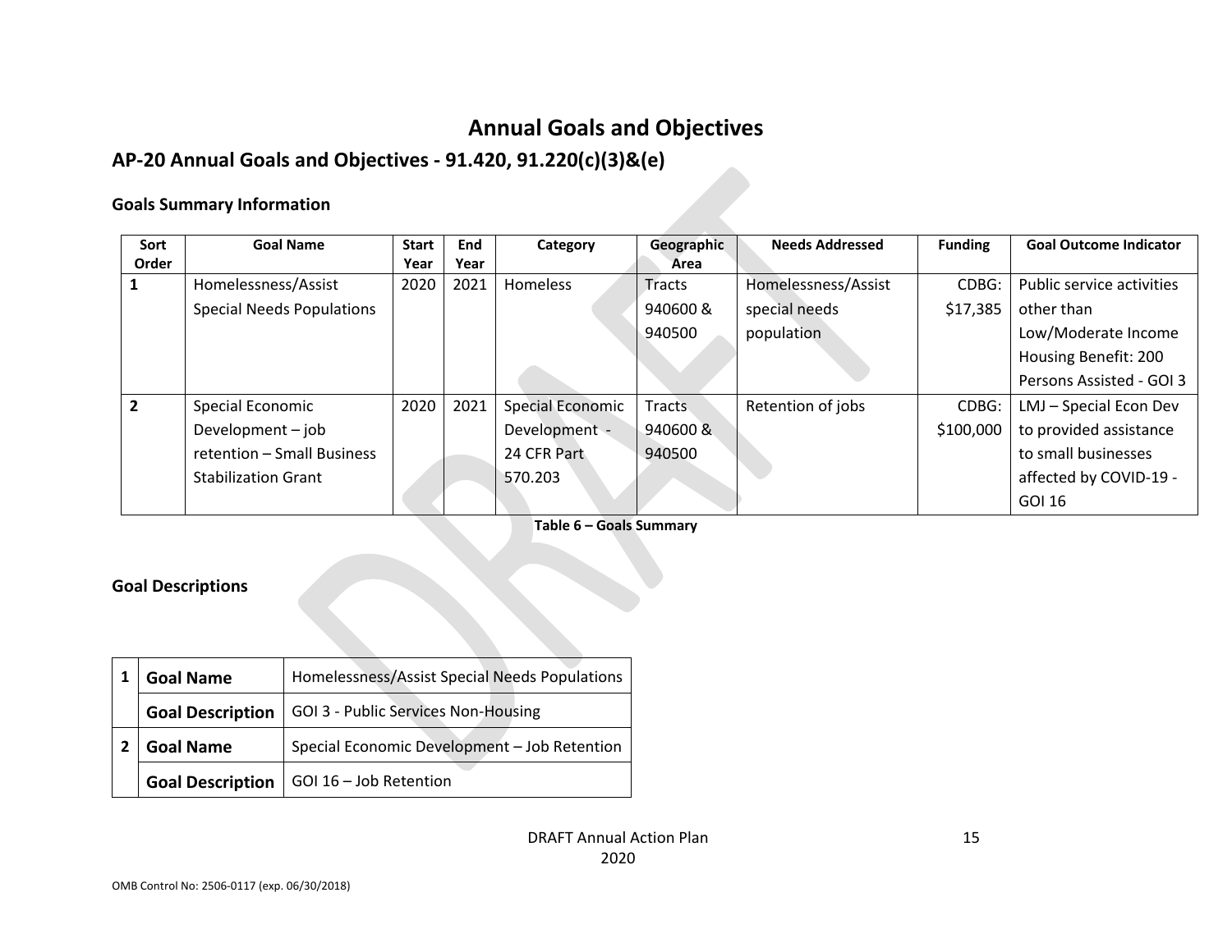# Annual Goals and Objectives

## AP-20 Annual Goals and Objectives - 91.420, 91.220(c)(3)&(e)

### Goals Summary Information

| Sort Order | Goal Name | Start Year | End Year | Category | Geographic Area | Needs Addressed | Funding | Goal Outcome Indicator |
|---|---|---|---|---|---|---|---|---|
| 1 | Homelessness/Assist Special Needs Populations | 2020 | 2021 | Homeless | Tracts 940600 & 940500 | Homelessness/Assist special needs population | CDBG: $17,385 | Public service activities other than Low/Moderate Income Housing Benefit: 200 Persons Assisted - GOI 3 |
| 2 | Special Economic Development – job retention – Small Business Stabilization Grant | 2020 | 2021 | Special Economic Development - 24 CFR Part 570.203 | Tracts 940600 & 940500 | Retention of jobs | CDBG: $100,000 | LMJ – Special Econ Dev to provided assistance to small businesses affected by COVID-19 - GOI 16 |

**Table 6 – Goals Summary**

### Goal Descriptions

| | | |
|---|---|---|
| 1 | **Goal Name** | Homelessness/Assist Special Needs Populations |
| | **Goal Description** | GOI 3 - Public Services Non-Housing |
| 2 | **Goal Name** | Special Economic Development – Job Retention |
| | **Goal Description** | GOI 16 – Job Retention |

DRAFT Annual Action Plan 2020

OMB Control No: 2506-0117 (exp. 06/30/2018)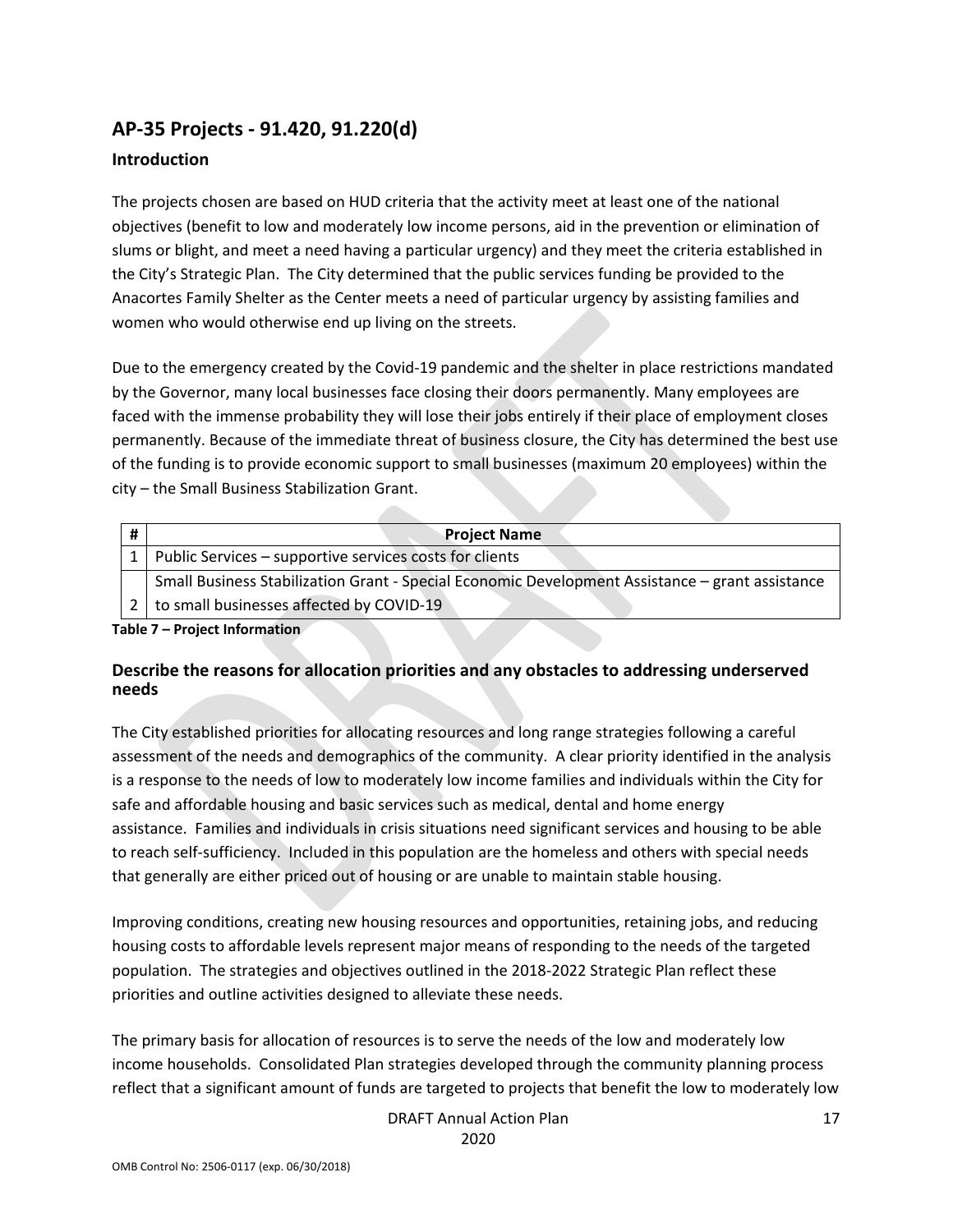## AP-35 Projects - 91.420, 91.220(d)

### Introduction

The projects chosen are based on HUD criteria that the activity meet at least one of the national objectives (benefit to low and moderately low income persons, aid in the prevention or elimination of slums or blight, and meet a need having a particular urgency) and they meet the criteria established in the City's Strategic Plan. The City determined that the public services funding be provided to the Anacortes Family Shelter as the Center meets a need of particular urgency by assisting families and women who would otherwise end up living on the streets.

Due to the emergency created by the Covid-19 pandemic and the shelter in place restrictions mandated by the Governor, many local businesses face closing their doors permanently. Many employees are faced with the immense probability they will lose their jobs entirely if their place of employment closes permanently. Because of the immediate threat of business closure, the City has determined the best use of the funding is to provide economic support to small businesses (maximum 20 employees) within the city – the Small Business Stabilization Grant.

| # | Project Name |
|---|---|
| 1 | Public Services – supportive services costs for clients |
| 2 | Small Business Stabilization Grant - Special Economic Development Assistance – grant assistance to small businesses affected by COVID-19 |

**Table 7 – Project Information**

### Describe the reasons for allocation priorities and any obstacles to addressing underserved needs

The City established priorities for allocating resources and long range strategies following a careful assessment of the needs and demographics of the community. A clear priority identified in the analysis is a response to the needs of low to moderately low income families and individuals within the City for safe and affordable housing and basic services such as medical, dental and home energy assistance. Families and individuals in crisis situations need significant services and housing to be able to reach self-sufficiency. Included in this population are the homeless and others with special needs that generally are either priced out of housing or are unable to maintain stable housing.

Improving conditions, creating new housing resources and opportunities, retaining jobs, and reducing housing costs to affordable levels represent major means of responding to the needs of the targeted population. The strategies and objectives outlined in the 2018-2022 Strategic Plan reflect these priorities and outline activities designed to alleviate these needs.

The primary basis for allocation of resources is to serve the needs of the low and moderately low income households. Consolidated Plan strategies developed through the community planning process reflect that a significant amount of funds are targeted to projects that benefit the low to moderately low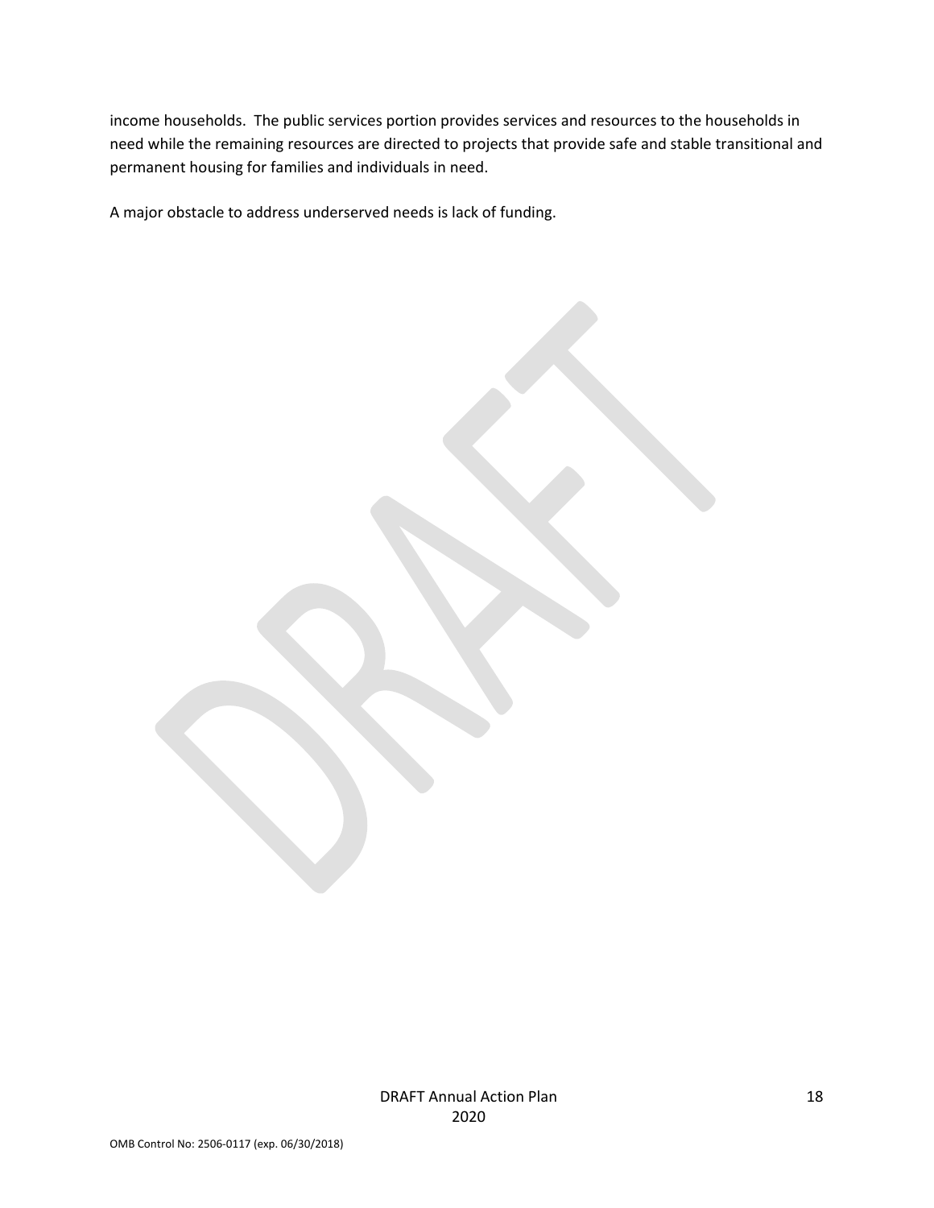income households. The public services portion provides services and resources to the households in need while the remaining resources are directed to projects that provide safe and stable transitional and permanent housing for families and individuals in need.

A major obstacle to address underserved needs is lack of funding.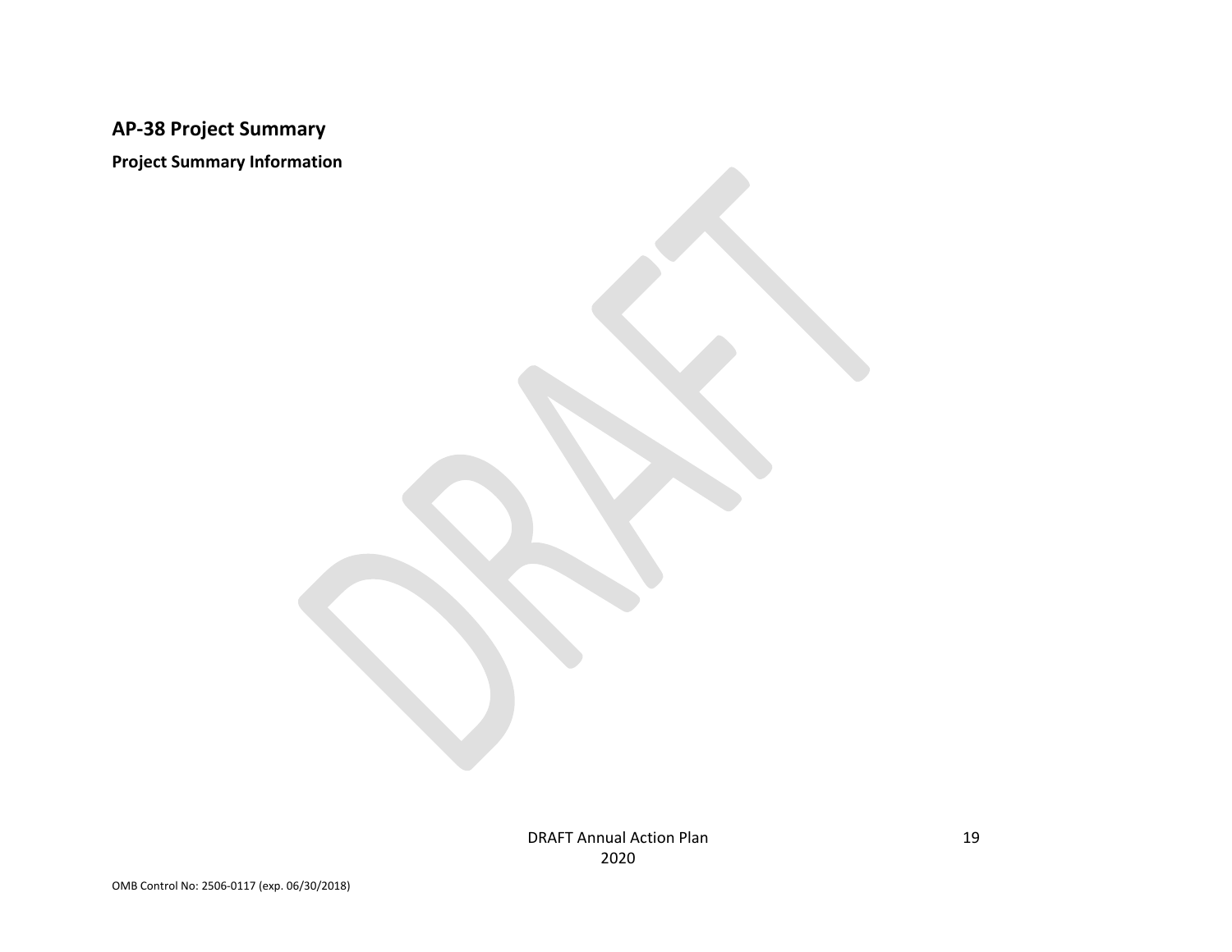## AP-38 Project Summary

**Project Summary Information**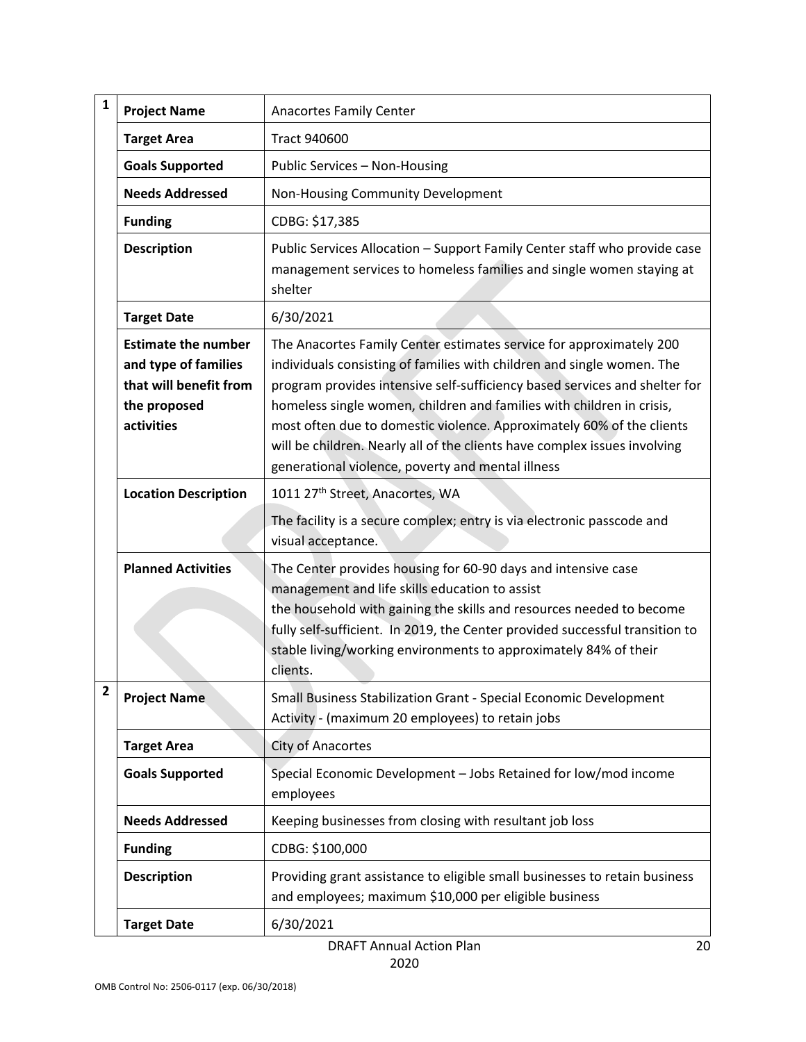| | | |
|---|---|---|
| 1 | **Project Name** | Anacortes Family Center |
| | **Target Area** | Tract 940600 |
| | **Goals Supported** | Public Services – Non-Housing |
| | **Needs Addressed** | Non-Housing Community Development |
| | **Funding** | CDBG: $17,385 |
| | **Description** | Public Services Allocation – Support Family Center staff who provide case management services to homeless families and single women staying at shelter |
| | **Target Date** | 6/30/2021 |
| | **Estimate the number and type of families that will benefit from the proposed activities** | The Anacortes Family Center estimates service for approximately 200 individuals consisting of families with children and single women. The program provides intensive self-sufficiency based services and shelter for homeless single women, children and families with children in crisis, most often due to domestic violence. Approximately 60% of the clients will be children. Nearly all of the clients have complex issues involving generational violence, poverty and mental illness |
| | **Location Description** | 1011 27th Street, Anacortes, WA<br><br>The facility is a secure complex; entry is via electronic passcode and visual acceptance. |
| | **Planned Activities** | The Center provides housing for 60-90 days and intensive case management and life skills education to assist the household with gaining the skills and resources needed to become fully self-sufficient. In 2019, the Center provided successful transition to stable living/working environments to approximately 84% of their clients. |
| 2 | **Project Name** | Small Business Stabilization Grant - Special Economic Development Activity - (maximum 20 employees) to retain jobs |
| | **Target Area** | City of Anacortes |
| | **Goals Supported** | Special Economic Development – Jobs Retained for low/mod income employees |
| | **Needs Addressed** | Keeping businesses from closing with resultant job loss |
| | **Funding** | CDBG: $100,000 |
| | **Description** | Providing grant assistance to eligible small businesses to retain business and employees; maximum $10,000 per eligible business |
| | **Target Date** | 6/30/2021 |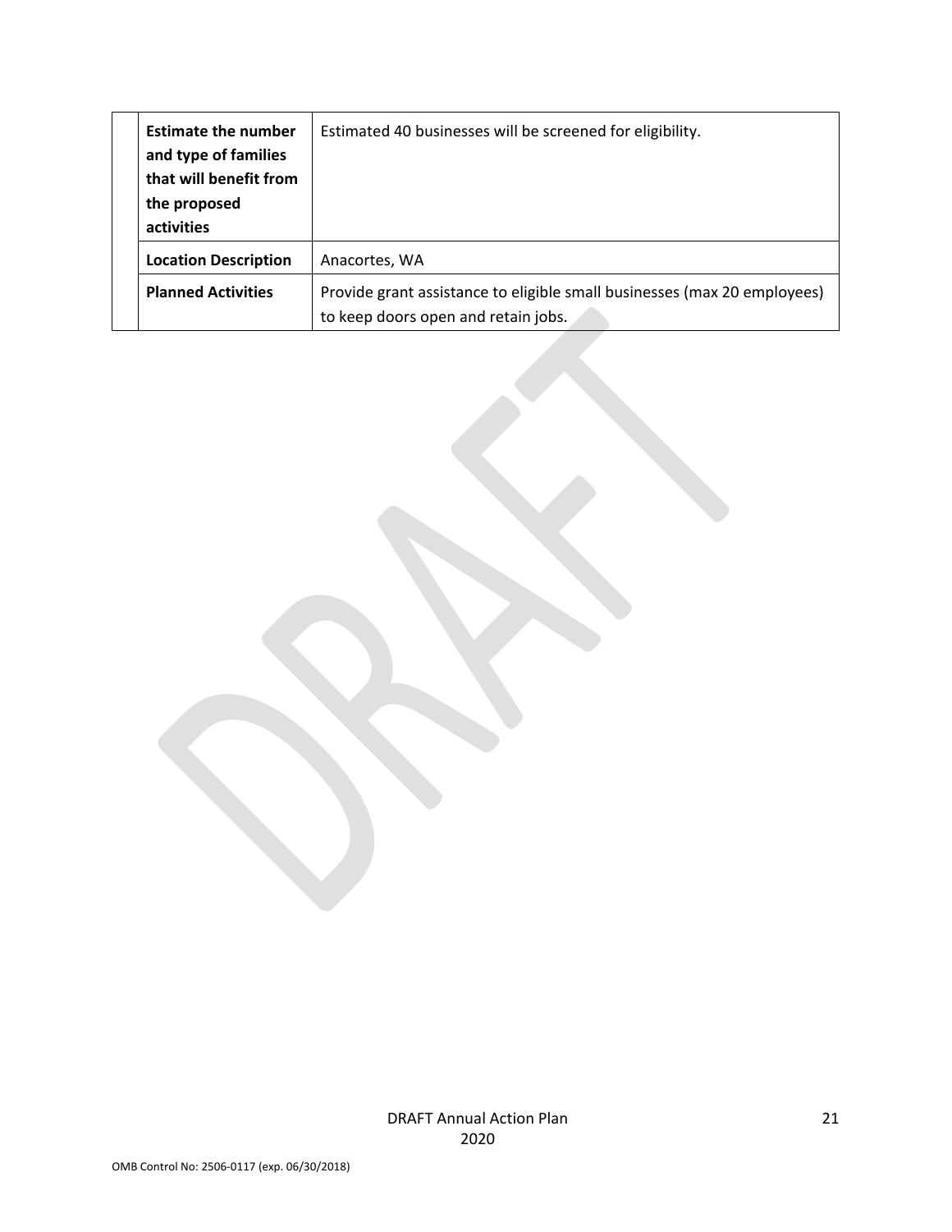| | | |
|---|---|---|
| | **Estimate the number and type of families that will benefit from the proposed activities** | Estimated 40 businesses will be screened for eligibility. |
| | **Location Description** | Anacortes, WA |
| | **Planned Activities** | Provide grant assistance to eligible small businesses (max 20 employees) to keep doors open and retain jobs. |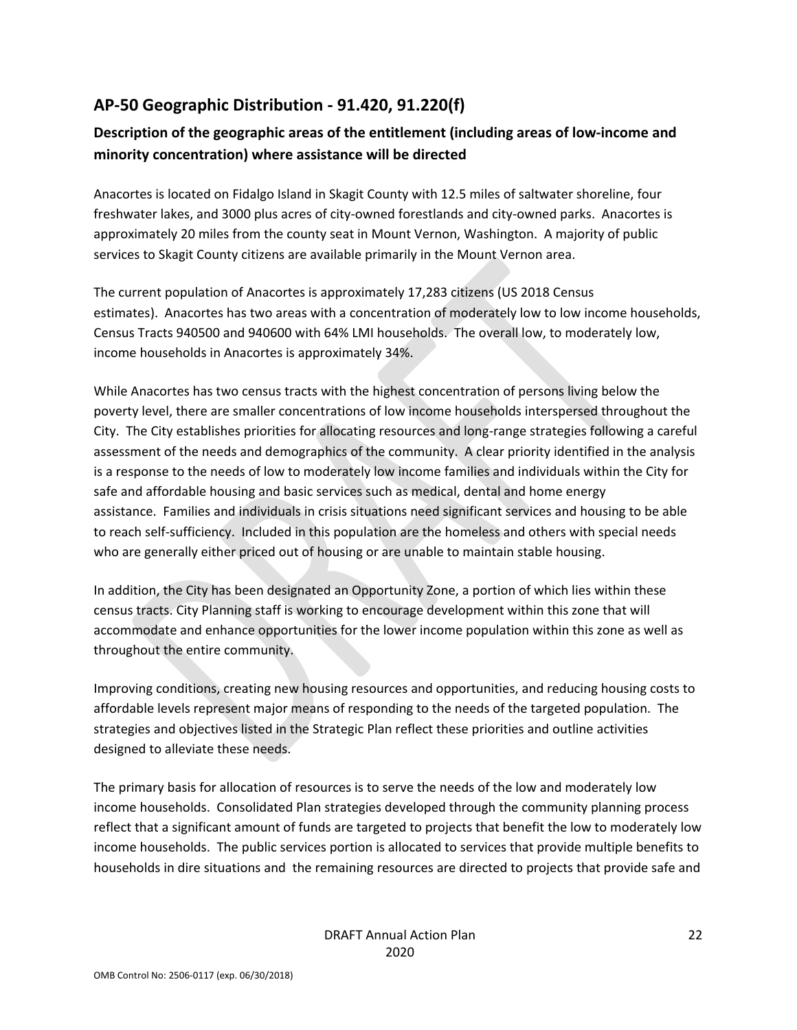## AP-50 Geographic Distribution - 91.420, 91.220(f)

### Description of the geographic areas of the entitlement (including areas of low-income and minority concentration) where assistance will be directed

Anacortes is located on Fidalgo Island in Skagit County with 12.5 miles of saltwater shoreline, four freshwater lakes, and 3000 plus acres of city-owned forestlands and city-owned parks. Anacortes is approximately 20 miles from the county seat in Mount Vernon, Washington. A majority of public services to Skagit County citizens are available primarily in the Mount Vernon area.

The current population of Anacortes is approximately 17,283 citizens (US 2018 Census estimates). Anacortes has two areas with a concentration of moderately low to low income households, Census Tracts 940500 and 940600 with 64% LMI households. The overall low, to moderately low, income households in Anacortes is approximately 34%.

While Anacortes has two census tracts with the highest concentration of persons living below the poverty level, there are smaller concentrations of low income households interspersed throughout the City. The City establishes priorities for allocating resources and long-range strategies following a careful assessment of the needs and demographics of the community. A clear priority identified in the analysis is a response to the needs of low to moderately low income families and individuals within the City for safe and affordable housing and basic services such as medical, dental and home energy assistance. Families and individuals in crisis situations need significant services and housing to be able to reach self-sufficiency. Included in this population are the homeless and others with special needs who are generally either priced out of housing or are unable to maintain stable housing.

In addition, the City has been designated an Opportunity Zone, a portion of which lies within these census tracts. City Planning staff is working to encourage development within this zone that will accommodate and enhance opportunities for the lower income population within this zone as well as throughout the entire community.

Improving conditions, creating new housing resources and opportunities, and reducing housing costs to affordable levels represent major means of responding to the needs of the targeted population. The strategies and objectives listed in the Strategic Plan reflect these priorities and outline activities designed to alleviate these needs.

The primary basis for allocation of resources is to serve the needs of the low and moderately low income households. Consolidated Plan strategies developed through the community planning process reflect that a significant amount of funds are targeted to projects that benefit the low to moderately low income households. The public services portion is allocated to services that provide multiple benefits to households in dire situations and the remaining resources are directed to projects that provide safe and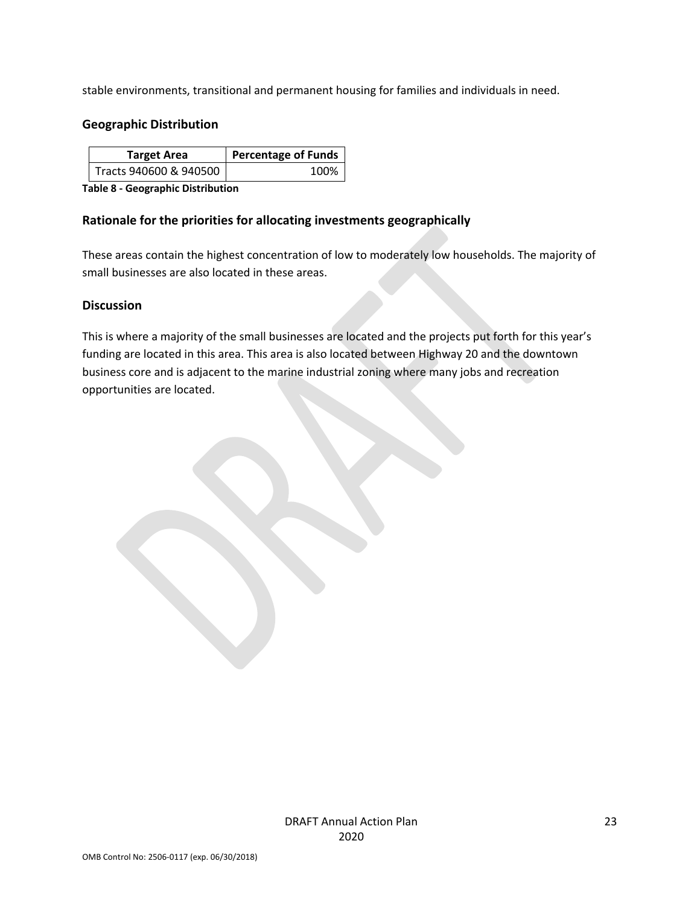stable environments, transitional and permanent housing for families and individuals in need.

## Geographic Distribution

| Target Area | Percentage of Funds |
|---|---|
| Tracts 940600 & 940500 | 100% |

**Table 8 - Geographic Distribution**

## Rationale for the priorities for allocating investments geographically

These areas contain the highest concentration of low to moderately low households. The majority of small businesses are also located in these areas.

## Discussion

This is where a majority of the small businesses are located and the projects put forth for this year's funding are located in this area. This area is also located between Highway 20 and the downtown business core and is adjacent to the marine industrial zoning where many jobs and recreation opportunities are located.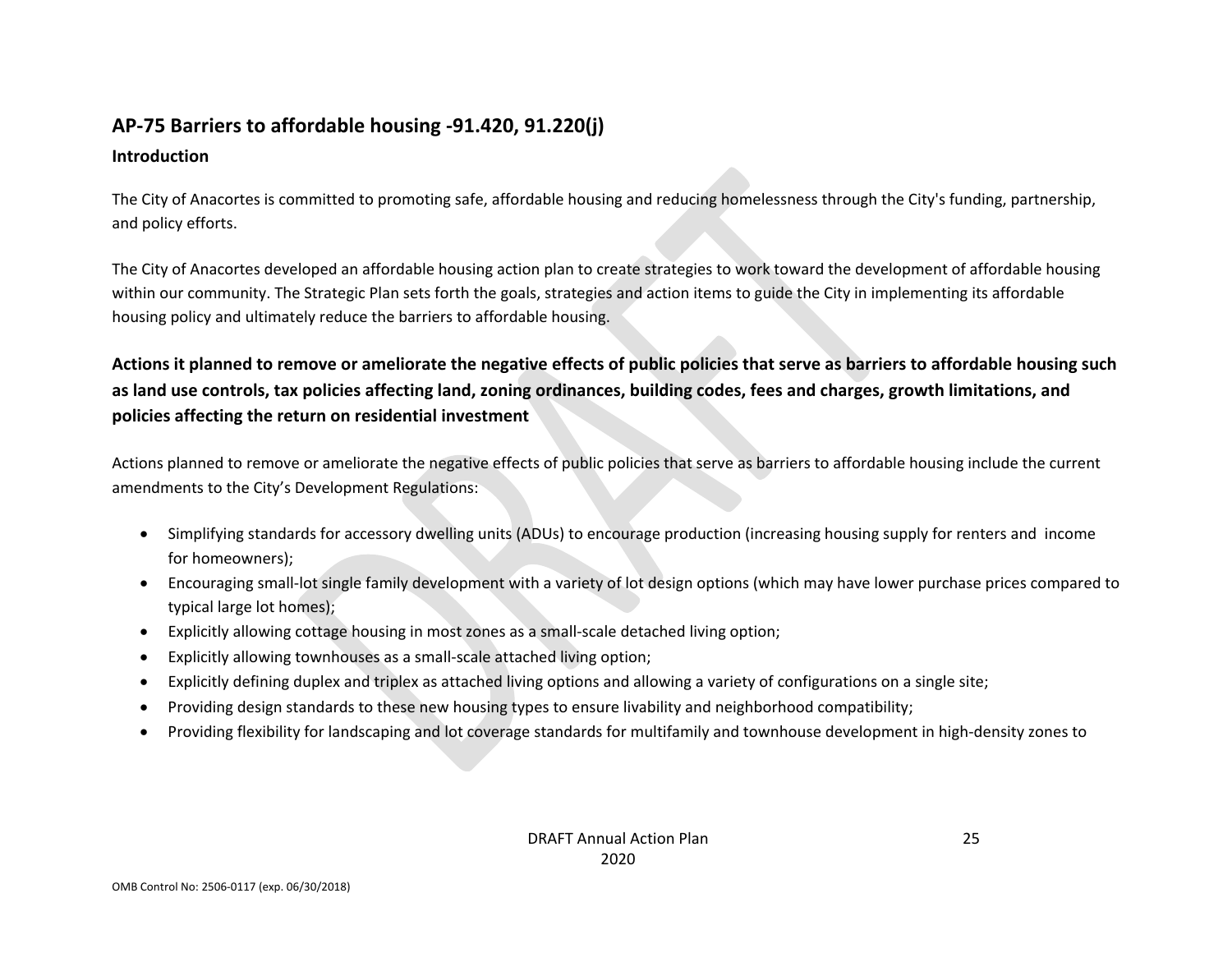## AP-75 Barriers to affordable housing -91.420, 91.220(j)

### Introduction

The City of Anacortes is committed to promoting safe, affordable housing and reducing homelessness through the City's funding, partnership, and policy efforts.

The City of Anacortes developed an affordable housing action plan to create strategies to work toward the development of affordable housing within our community. The Strategic Plan sets forth the goals, strategies and action items to guide the City in implementing its affordable housing policy and ultimately reduce the barriers to affordable housing.

### Actions it planned to remove or ameliorate the negative effects of public policies that serve as barriers to affordable housing such as land use controls, tax policies affecting land, zoning ordinances, building codes, fees and charges, growth limitations, and policies affecting the return on residential investment

Actions planned to remove or ameliorate the negative effects of public policies that serve as barriers to affordable housing include the current amendments to the City's Development Regulations:

- Simplifying standards for accessory dwelling units (ADUs) to encourage production (increasing housing supply for renters and income for homeowners);
- Encouraging small-lot single family development with a variety of lot design options (which may have lower purchase prices compared to typical large lot homes);
- Explicitly allowing cottage housing in most zones as a small-scale detached living option;
- Explicitly allowing townhouses as a small-scale attached living option;
- Explicitly defining duplex and triplex as attached living options and allowing a variety of configurations on a single site;
- Providing design standards to these new housing types to ensure livability and neighborhood compatibility;
- Providing flexibility for landscaping and lot coverage standards for multifamily and townhouse development in high-density zones to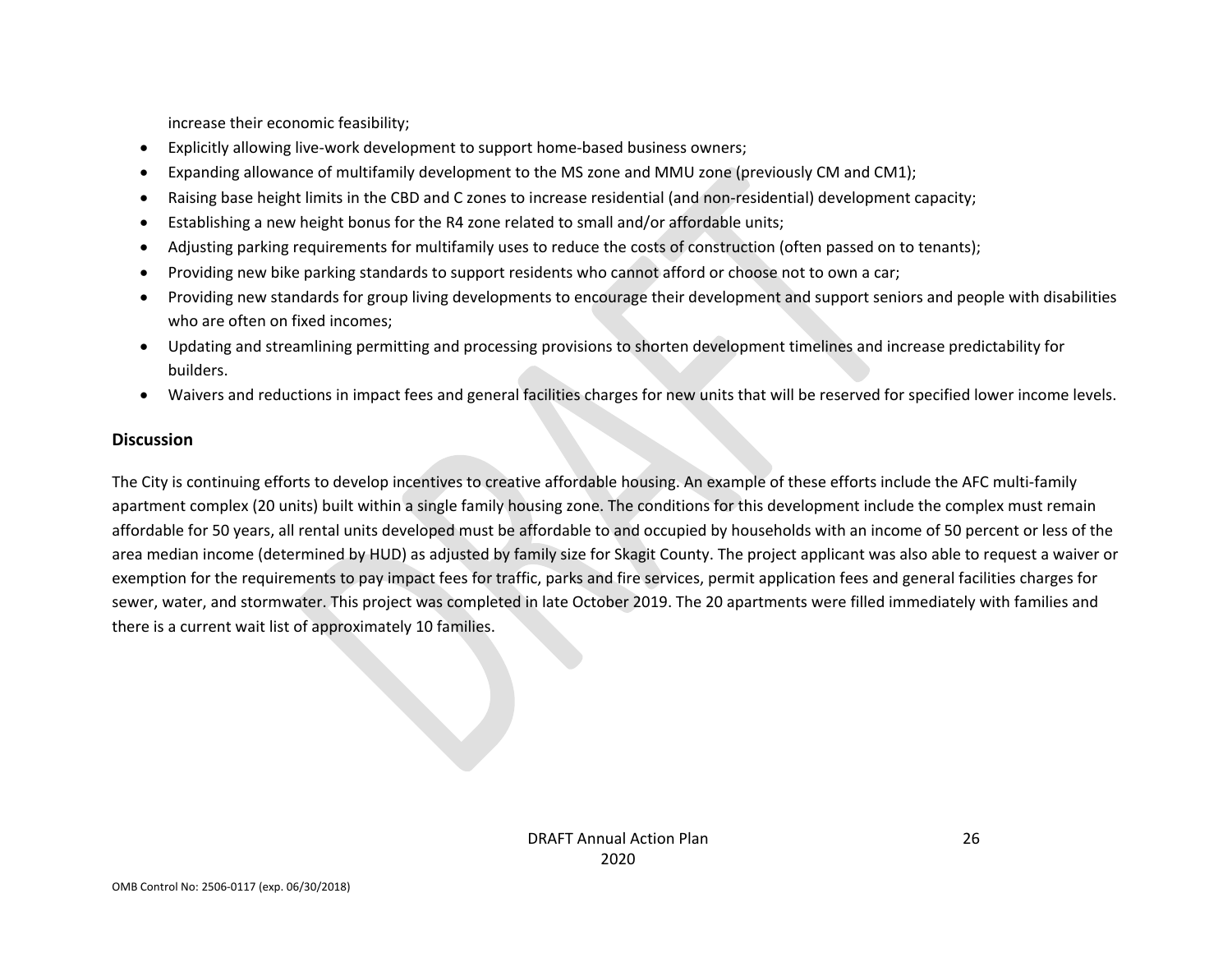increase their economic feasibility;

- Explicitly allowing live-work development to support home-based business owners;
- Expanding allowance of multifamily development to the MS zone and MMU zone (previously CM and CM1);
- Raising base height limits in the CBD and C zones to increase residential (and non-residential) development capacity;
- Establishing a new height bonus for the R4 zone related to small and/or affordable units;
- Adjusting parking requirements for multifamily uses to reduce the costs of construction (often passed on to tenants);
- Providing new bike parking standards to support residents who cannot afford or choose not to own a car;
- Providing new standards for group living developments to encourage their development and support seniors and people with disabilities who are often on fixed incomes;
- Updating and streamlining permitting and processing provisions to shorten development timelines and increase predictability for builders.
- Waivers and reductions in impact fees and general facilities charges for new units that will be reserved for specified lower income levels.

## Discussion

The City is continuing efforts to develop incentives to creative affordable housing. An example of these efforts include the AFC multi-family apartment complex (20 units) built within a single family housing zone. The conditions for this development include the complex must remain affordable for 50 years, all rental units developed must be affordable to and occupied by households with an income of 50 percent or less of the area median income (determined by HUD) as adjusted by family size for Skagit County. The project applicant was also able to request a waiver or exemption for the requirements to pay impact fees for traffic, parks and fire services, permit application fees and general facilities charges for sewer, water, and stormwater. This project was completed in late October 2019. The 20 apartments were filled immediately with families and there is a current wait list of approximately 10 families.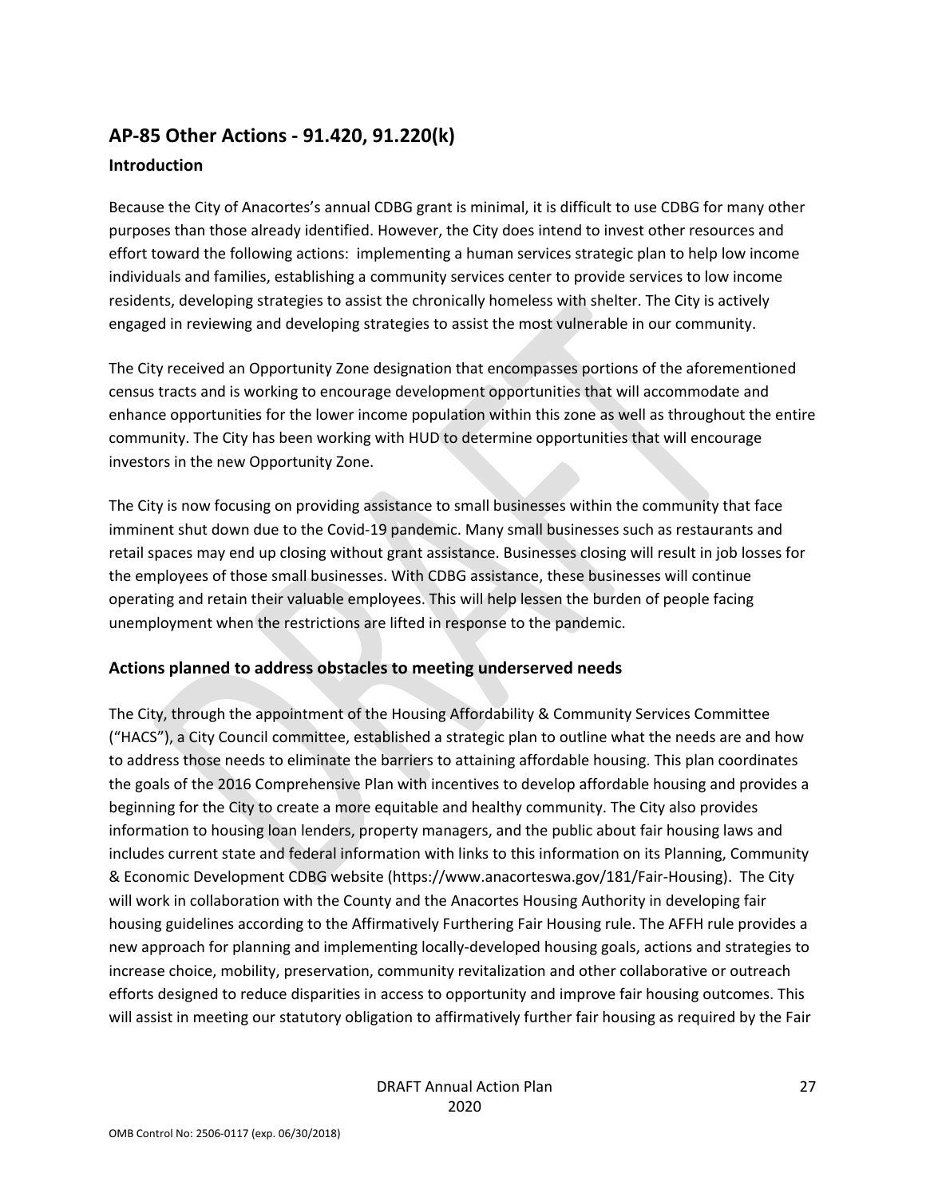## AP-85 Other Actions - 91.420, 91.220(k)

### Introduction

Because the City of Anacortes's annual CDBG grant is minimal, it is difficult to use CDBG for many other purposes than those already identified. However, the City does intend to invest other resources and effort toward the following actions: implementing a human services strategic plan to help low income individuals and families, establishing a community services center to provide services to low income residents, developing strategies to assist the chronically homeless with shelter. The City is actively engaged in reviewing and developing strategies to assist the most vulnerable in our community.

The City received an Opportunity Zone designation that encompasses portions of the aforementioned census tracts and is working to encourage development opportunities that will accommodate and enhance opportunities for the lower income population within this zone as well as throughout the entire community. The City has been working with HUD to determine opportunities that will encourage investors in the new Opportunity Zone.

The City is now focusing on providing assistance to small businesses within the community that face imminent shut down due to the Covid-19 pandemic. Many small businesses such as restaurants and retail spaces may end up closing without grant assistance. Businesses closing will result in job losses for the employees of those small businesses. With CDBG assistance, these businesses will continue operating and retain their valuable employees. This will help lessen the burden of people facing unemployment when the restrictions are lifted in response to the pandemic.

### Actions planned to address obstacles to meeting underserved needs

The City, through the appointment of the Housing Affordability & Community Services Committee ("HACS"), a City Council committee, established a strategic plan to outline what the needs are and how to address those needs to eliminate the barriers to attaining affordable housing. This plan coordinates the goals of the 2016 Comprehensive Plan with incentives to develop affordable housing and provides a beginning for the City to create a more equitable and healthy community. The City also provides information to housing loan lenders, property managers, and the public about fair housing laws and includes current state and federal information with links to this information on its Planning, Community & Economic Development CDBG website (https://www.anacorteswa.gov/181/Fair-Housing). The City will work in collaboration with the County and the Anacortes Housing Authority in developing fair housing guidelines according to the Affirmatively Furthering Fair Housing rule. The AFFH rule provides a new approach for planning and implementing locally-developed housing goals, actions and strategies to increase choice, mobility, preservation, community revitalization and other collaborative or outreach efforts designed to reduce disparities in access to opportunity and improve fair housing outcomes. This will assist in meeting our statutory obligation to affirmatively further fair housing as required by the Fair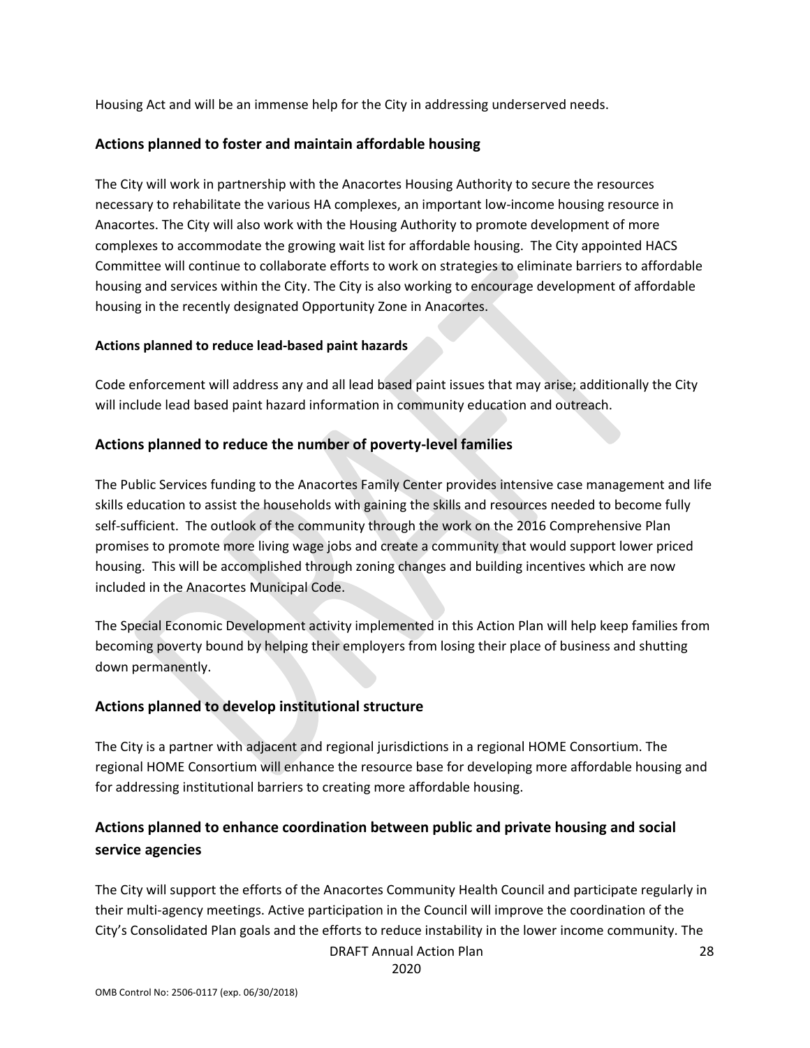Housing Act and will be an immense help for the City in addressing underserved needs.

## Actions planned to foster and maintain affordable housing

The City will work in partnership with the Anacortes Housing Authority to secure the resources necessary to rehabilitate the various HA complexes, an important low-income housing resource in Anacortes. The City will also work with the Housing Authority to promote development of more complexes to accommodate the growing wait list for affordable housing. The City appointed HACS Committee will continue to collaborate efforts to work on strategies to eliminate barriers to affordable housing and services within the City. The City is also working to encourage development of affordable housing in the recently designated Opportunity Zone in Anacortes.

### Actions planned to reduce lead-based paint hazards

Code enforcement will address any and all lead based paint issues that may arise; additionally the City will include lead based paint hazard information in community education and outreach.

## Actions planned to reduce the number of poverty-level families

The Public Services funding to the Anacortes Family Center provides intensive case management and life skills education to assist the households with gaining the skills and resources needed to become fully self-sufficient. The outlook of the community through the work on the 2016 Comprehensive Plan promises to promote more living wage jobs and create a community that would support lower priced housing. This will be accomplished through zoning changes and building incentives which are now included in the Anacortes Municipal Code.

The Special Economic Development activity implemented in this Action Plan will help keep families from becoming poverty bound by helping their employers from losing their place of business and shutting down permanently.

## Actions planned to develop institutional structure

The City is a partner with adjacent and regional jurisdictions in a regional HOME Consortium. The regional HOME Consortium will enhance the resource base for developing more affordable housing and for addressing institutional barriers to creating more affordable housing.

## Actions planned to enhance coordination between public and private housing and social service agencies

The City will support the efforts of the Anacortes Community Health Council and participate regularly in their multi-agency meetings. Active participation in the Council will improve the coordination of the City's Consolidated Plan goals and the efforts to reduce instability in the lower income community. The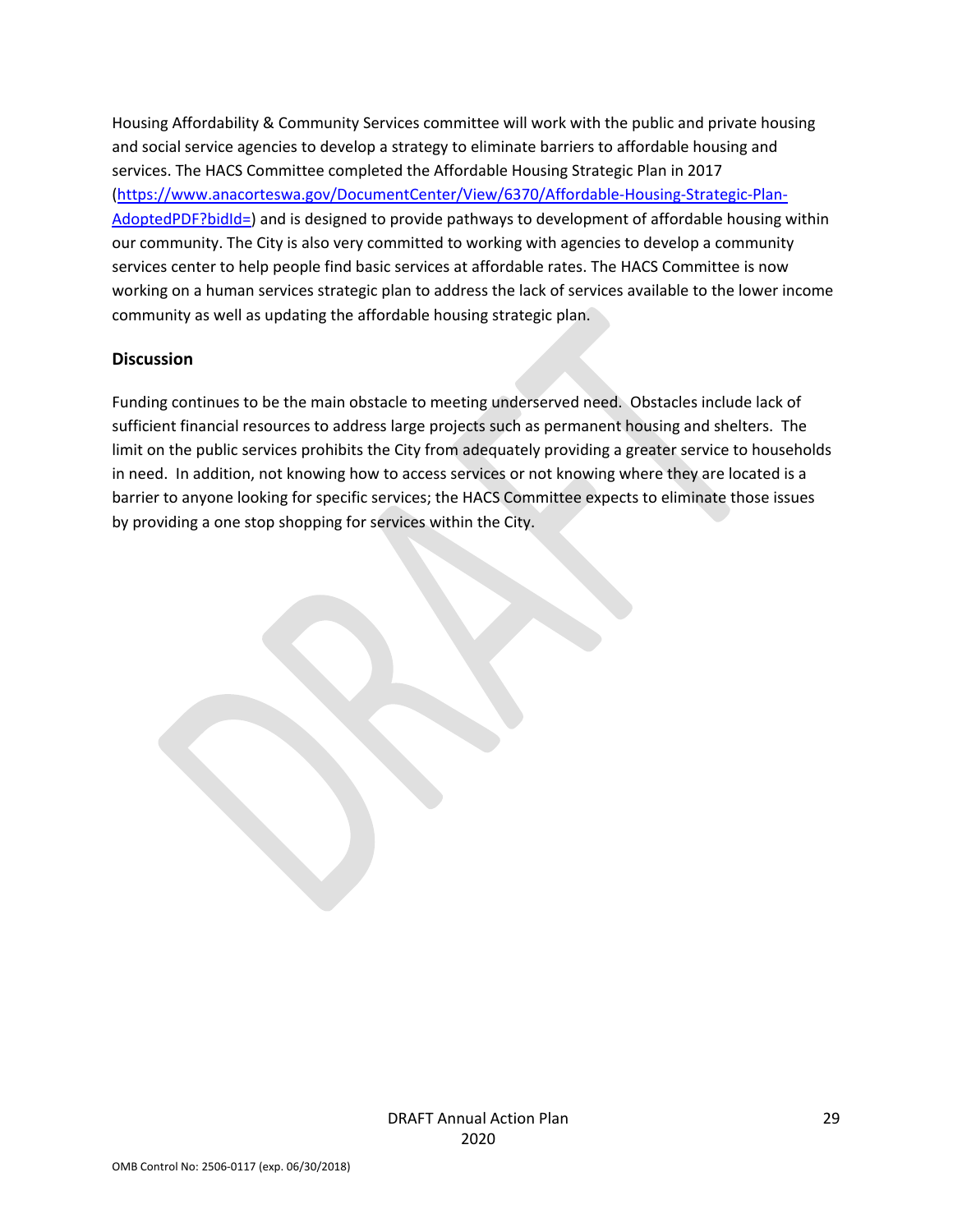Housing Affordability & Community Services committee will work with the public and private housing and social service agencies to develop a strategy to eliminate barriers to affordable housing and services. The HACS Committee completed the Affordable Housing Strategic Plan in 2017 (https://www.anacorteswa.gov/DocumentCenter/View/6370/Affordable-Housing-Strategic-Plan-AdoptedPDF?bidId=) and is designed to provide pathways to development of affordable housing within our community. The City is also very committed to working with agencies to develop a community services center to help people find basic services at affordable rates. The HACS Committee is now working on a human services strategic plan to address the lack of services available to the lower income community as well as updating the affordable housing strategic plan.

### Discussion

Funding continues to be the main obstacle to meeting underserved need. Obstacles include lack of sufficient financial resources to address large projects such as permanent housing and shelters. The limit on the public services prohibits the City from adequately providing a greater service to households in need. In addition, not knowing how to access services or not knowing where they are located is a barrier to anyone looking for specific services; the HACS Committee expects to eliminate those issues by providing a one stop shopping for services within the City.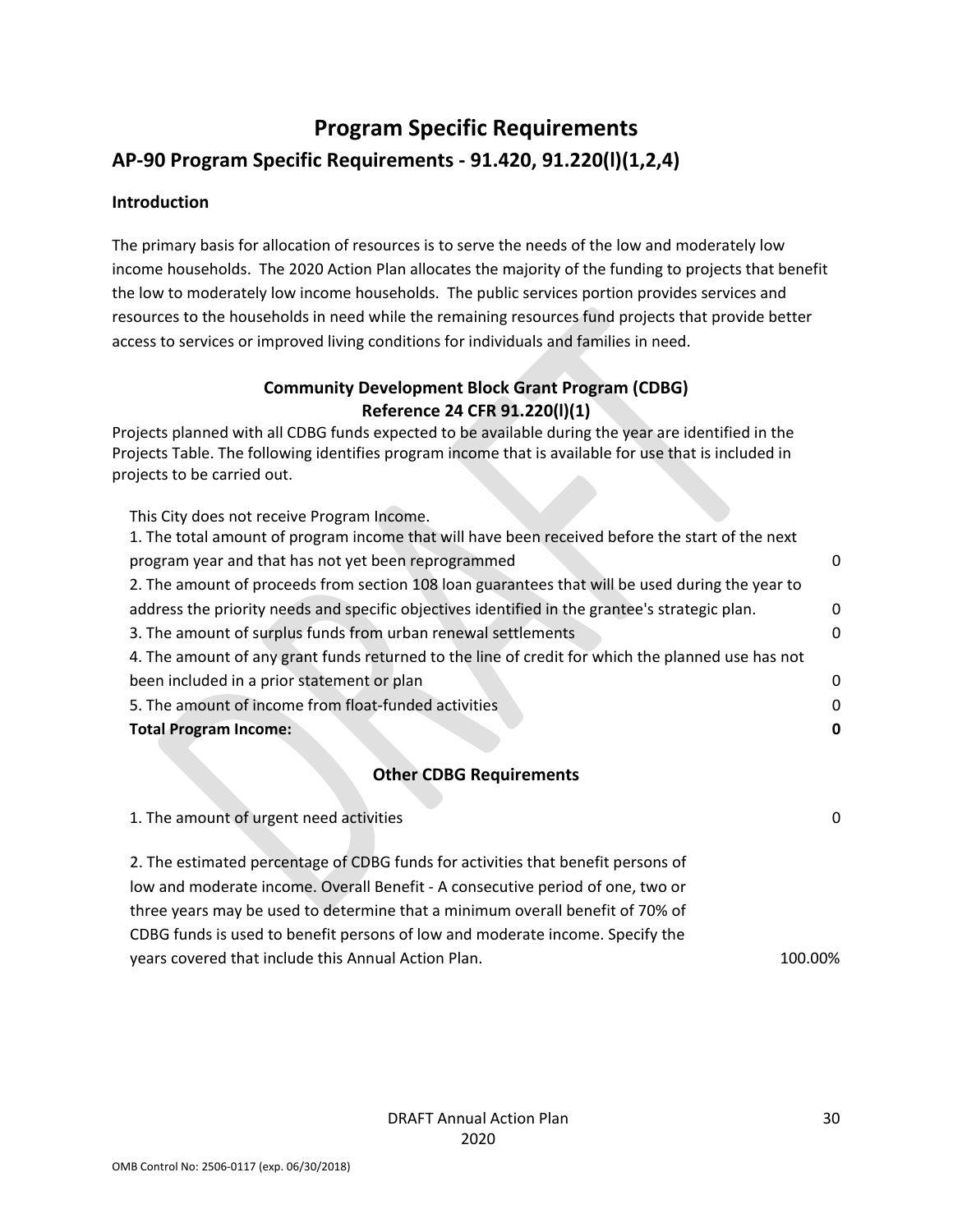# Program Specific Requirements

## AP-90 Program Specific Requirements - 91.420, 91.220(l)(1,2,4)

### Introduction

The primary basis for allocation of resources is to serve the needs of the low and moderately low income households. The 2020 Action Plan allocates the majority of the funding to projects that benefit the low to moderately low income households. The public services portion provides services and resources to the households in need while the remaining resources fund projects that provide better access to services or improved living conditions for individuals and families in need.

### Community Development Block Grant Program (CDBG)
### Reference 24 CFR 91.220(l)(1)

Projects planned with all CDBG funds expected to be available during the year are identified in the Projects Table. The following identifies program income that is available for use that is included in projects to be carried out.

This City does not receive Program Income.

| | |
|---|---|
| 1. The total amount of program income that will have been received before the start of the next program year and that has not yet been reprogrammed | 0 |
| 2. The amount of proceeds from section 108 loan guarantees that will be used during the year to address the priority needs and specific objectives identified in the grantee's strategic plan. | 0 |
| 3. The amount of surplus funds from urban renewal settlements | 0 |
| 4. The amount of any grant funds returned to the line of credit for which the planned use has not been included in a prior statement or plan | 0 |
| 5. The amount of income from float-funded activities | 0 |
| **Total Program Income:** | **0** |

### Other CDBG Requirements

| | |
|---|---|
| 1. The amount of urgent need activities | 0 |
| 2. The estimated percentage of CDBG funds for activities that benefit persons of low and moderate income. Overall Benefit - A consecutive period of one, two or three years may be used to determine that a minimum overall benefit of 70% of CDBG funds is used to benefit persons of low and moderate income. Specify the years covered that include this Annual Action Plan. | 100.00% |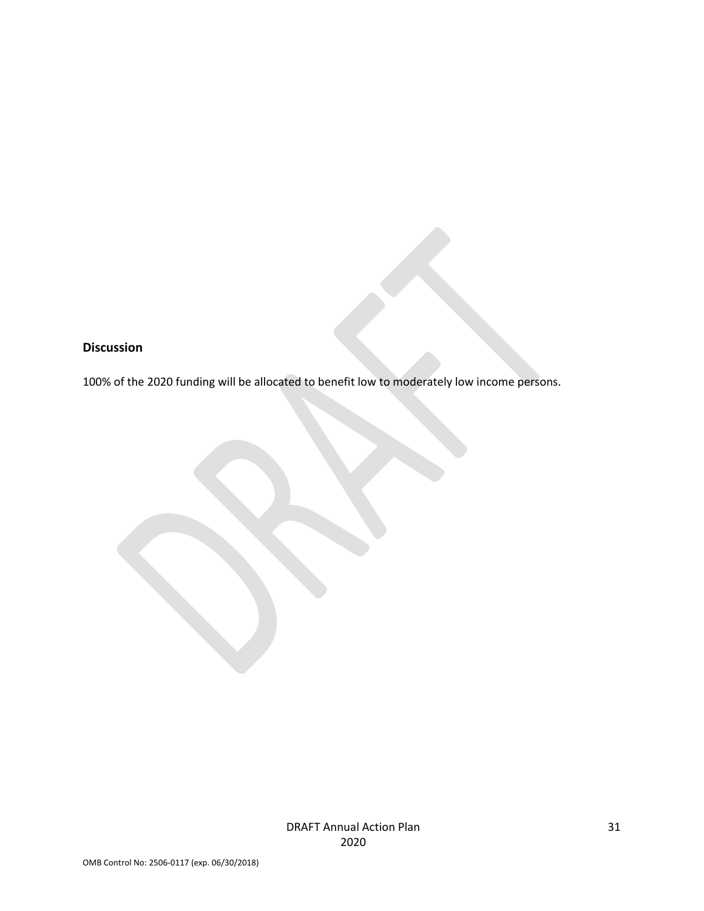**Discussion**

100% of the 2020 funding will be allocated to benefit low to moderately low income persons.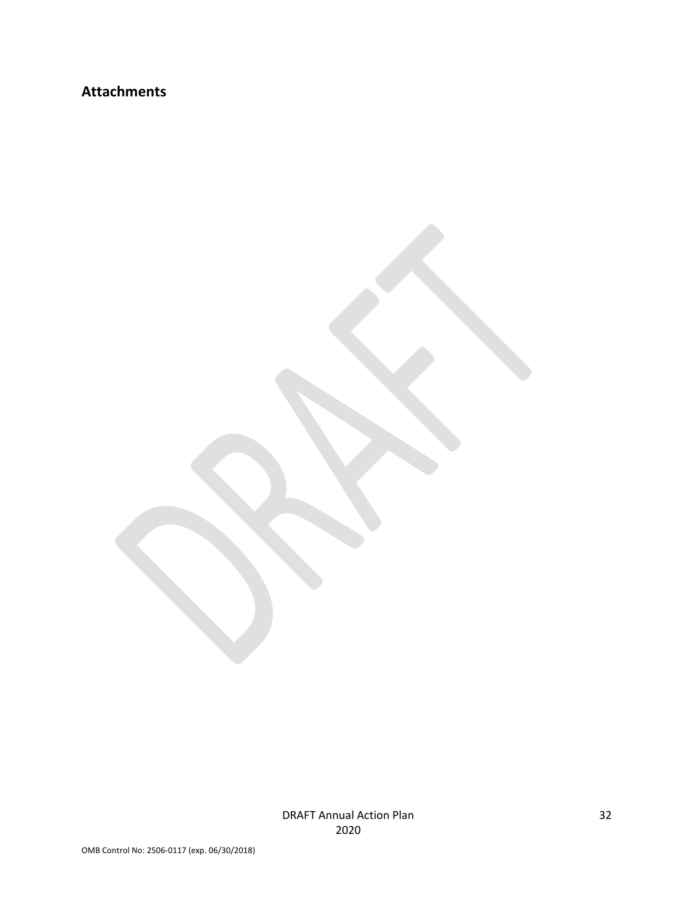## Attachments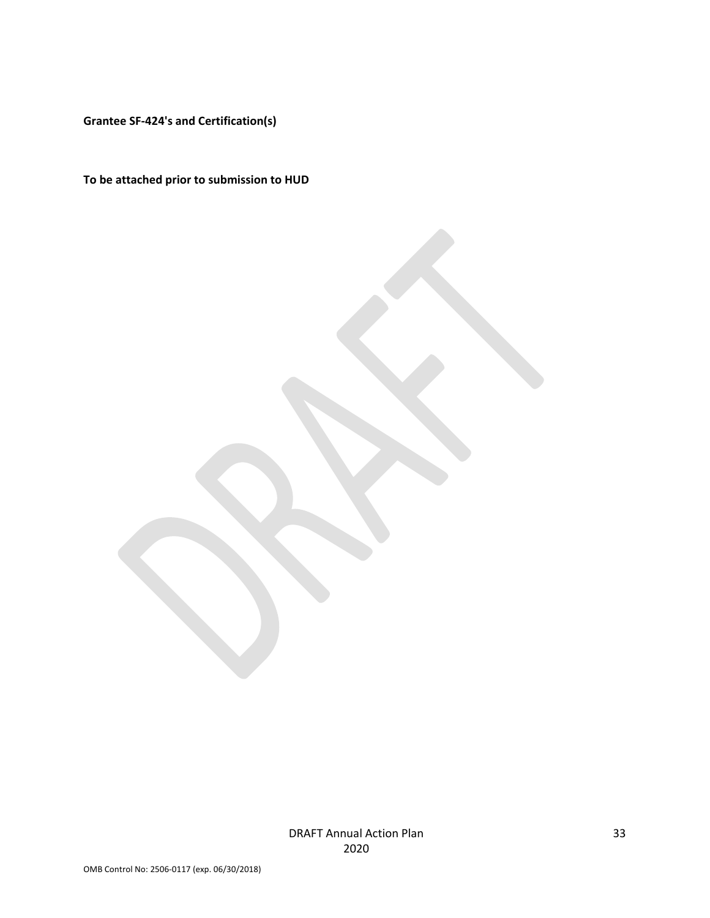**Grantee SF-424's and Certification(s)**

**To be attached prior to submission to HUD**